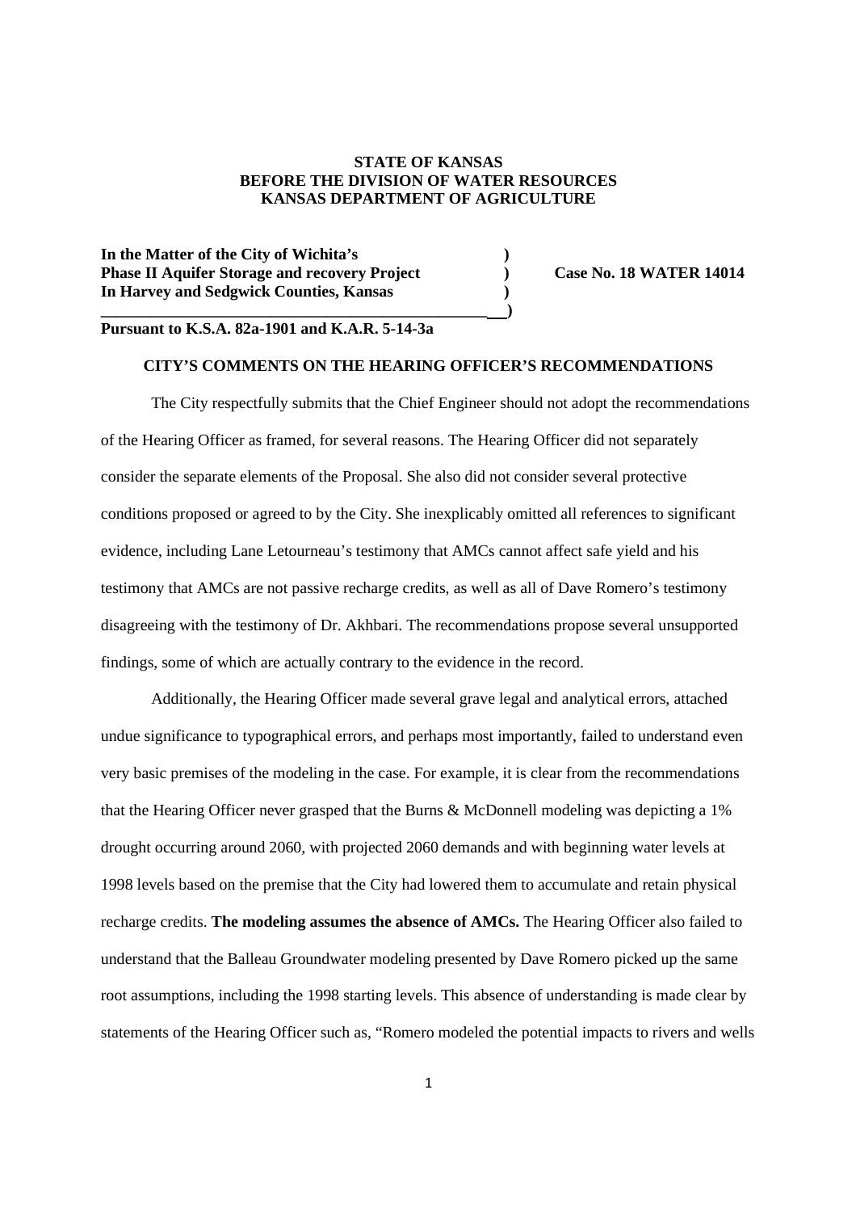**STATE OF KANSAS**
**BEFORE THE DIVISION OF WATER RESOURCES**
**KANSAS DEPARTMENT OF AGRICULTURE**

**In the Matter of the City of Wichita's )**
**Phase II Aquifer Storage and recovery Project ) Case No. 18 WATER 14014**
**In Harvey and Sedgwick Counties, Kansas )**
**)**

**Pursuant to K.S.A. 82a-1901 and K.A.R. 5-14-3a**

**CITY'S COMMENTS ON THE HEARING OFFICER'S RECOMMENDATIONS**

The City respectfully submits that the Chief Engineer should not adopt the recommendations of the Hearing Officer as framed, for several reasons. The Hearing Officer did not separately consider the separate elements of the Proposal. She also did not consider several protective conditions proposed or agreed to by the City. She inexplicably omitted all references to significant evidence, including Lane Letourneau's testimony that AMCs cannot affect safe yield and his testimony that AMCs are not passive recharge credits, as well as all of Dave Romero's testimony disagreeing with the testimony of Dr. Akhbari. The recommendations propose several unsupported findings, some of which are actually contrary to the evidence in the record.

Additionally, the Hearing Officer made several grave legal and analytical errors, attached undue significance to typographical errors, and perhaps most importantly, failed to understand even very basic premises of the modeling in the case. For example, it is clear from the recommendations that the Hearing Officer never grasped that the Burns & McDonnell modeling was depicting a 1% drought occurring around 2060, with projected 2060 demands and with beginning water levels at 1998 levels based on the premise that the City had lowered them to accumulate and retain physical recharge credits. **The modeling assumes the absence of AMCs.** The Hearing Officer also failed to understand that the Balleau Groundwater modeling presented by Dave Romero picked up the same root assumptions, including the 1998 starting levels. This absence of understanding is made clear by statements of the Hearing Officer such as, "Romero modeled the potential impacts to rivers and wells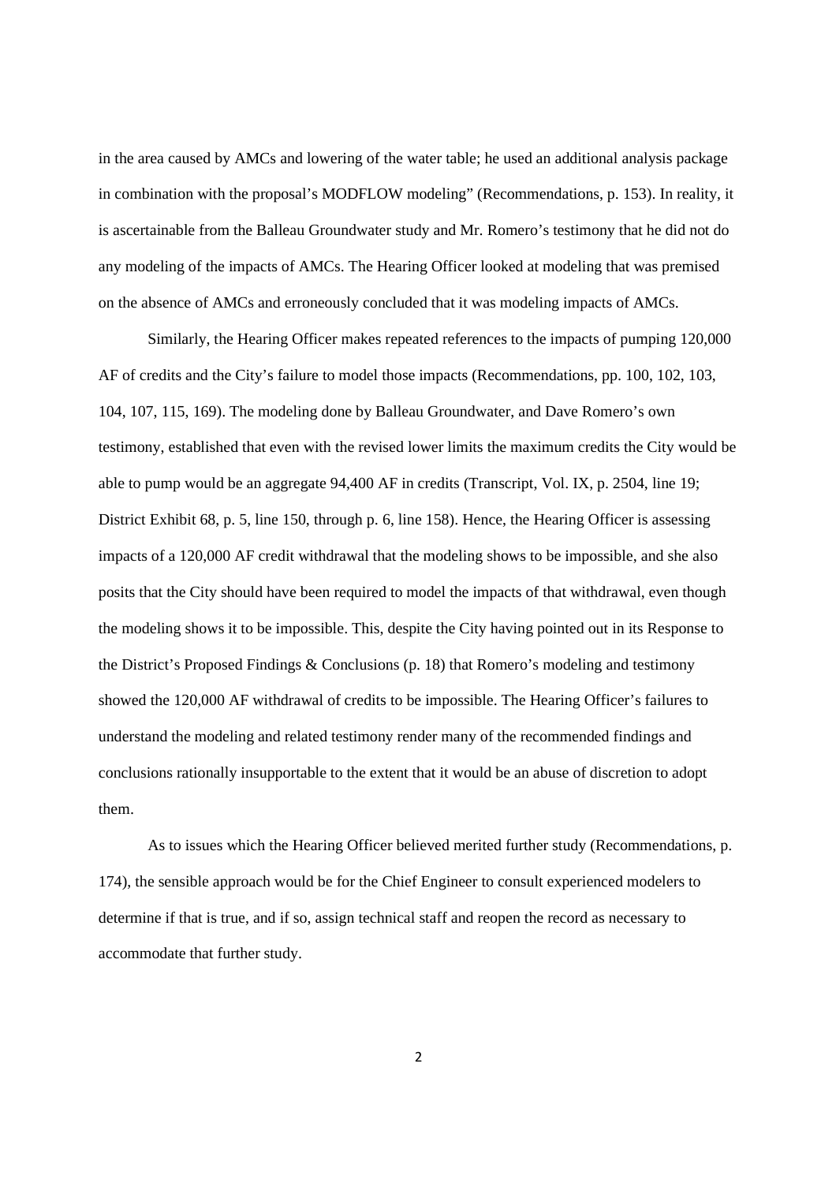in the area caused by AMCs and lowering of the water table; he used an additional analysis package in combination with the proposal's MODFLOW modeling" (Recommendations, p. 153). In reality, it is ascertainable from the Balleau Groundwater study and Mr. Romero's testimony that he did not do any modeling of the impacts of AMCs. The Hearing Officer looked at modeling that was premised on the absence of AMCs and erroneously concluded that it was modeling impacts of AMCs.

Similarly, the Hearing Officer makes repeated references to the impacts of pumping 120,000 AF of credits and the City's failure to model those impacts (Recommendations, pp. 100, 102, 103, 104, 107, 115, 169). The modeling done by Balleau Groundwater, and Dave Romero's own testimony, established that even with the revised lower limits the maximum credits the City would be able to pump would be an aggregate 94,400 AF in credits (Transcript, Vol. IX, p. 2504, line 19; District Exhibit 68, p. 5, line 150, through p. 6, line 158). Hence, the Hearing Officer is assessing impacts of a 120,000 AF credit withdrawal that the modeling shows to be impossible, and she also posits that the City should have been required to model the impacts of that withdrawal, even though the modeling shows it to be impossible. This, despite the City having pointed out in its Response to the District's Proposed Findings & Conclusions (p. 18) that Romero's modeling and testimony showed the 120,000 AF withdrawal of credits to be impossible. The Hearing Officer's failures to understand the modeling and related testimony render many of the recommended findings and conclusions rationally insupportable to the extent that it would be an abuse of discretion to adopt them.

As to issues which the Hearing Officer believed merited further study (Recommendations, p. 174), the sensible approach would be for the Chief Engineer to consult experienced modelers to determine if that is true, and if so, assign technical staff and reopen the record as necessary to accommodate that further study.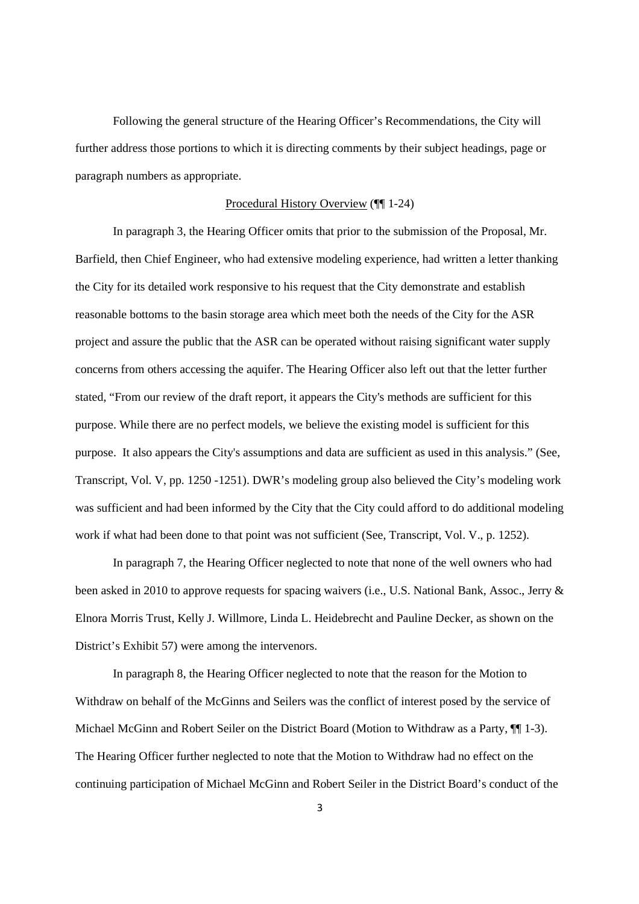Following the general structure of the Hearing Officer's Recommendations, the City will further address those portions to which it is directing comments by their subject headings, page or paragraph numbers as appropriate.

<u>Procedural History Overview</u> (¶¶ 1-24)

In paragraph 3, the Hearing Officer omits that prior to the submission of the Proposal, Mr. Barfield, then Chief Engineer, who had extensive modeling experience, had written a letter thanking the City for its detailed work responsive to his request that the City demonstrate and establish reasonable bottoms to the basin storage area which meet both the needs of the City for the ASR project and assure the public that the ASR can be operated without raising significant water supply concerns from others accessing the aquifer. The Hearing Officer also left out that the letter further stated, "From our review of the draft report, it appears the City's methods are sufficient for this purpose. While there are no perfect models, we believe the existing model is sufficient for this purpose. It also appears the City's assumptions and data are sufficient as used in this analysis." (See, Transcript, Vol. V, pp. 1250 -1251). DWR's modeling group also believed the City's modeling work was sufficient and had been informed by the City that the City could afford to do additional modeling work if what had been done to that point was not sufficient (See, Transcript, Vol. V., p. 1252).

In paragraph 7, the Hearing Officer neglected to note that none of the well owners who had been asked in 2010 to approve requests for spacing waivers (i.e., U.S. National Bank, Assoc., Jerry & Elnora Morris Trust, Kelly J. Willmore, Linda L. Heidebrecht and Pauline Decker, as shown on the District's Exhibit 57) were among the intervenors.

In paragraph 8, the Hearing Officer neglected to note that the reason for the Motion to Withdraw on behalf of the McGinns and Seilers was the conflict of interest posed by the service of Michael McGinn and Robert Seiler on the District Board (Motion to Withdraw as a Party, ¶¶ 1-3). The Hearing Officer further neglected to note that the Motion to Withdraw had no effect on the continuing participation of Michael McGinn and Robert Seiler in the District Board's conduct of the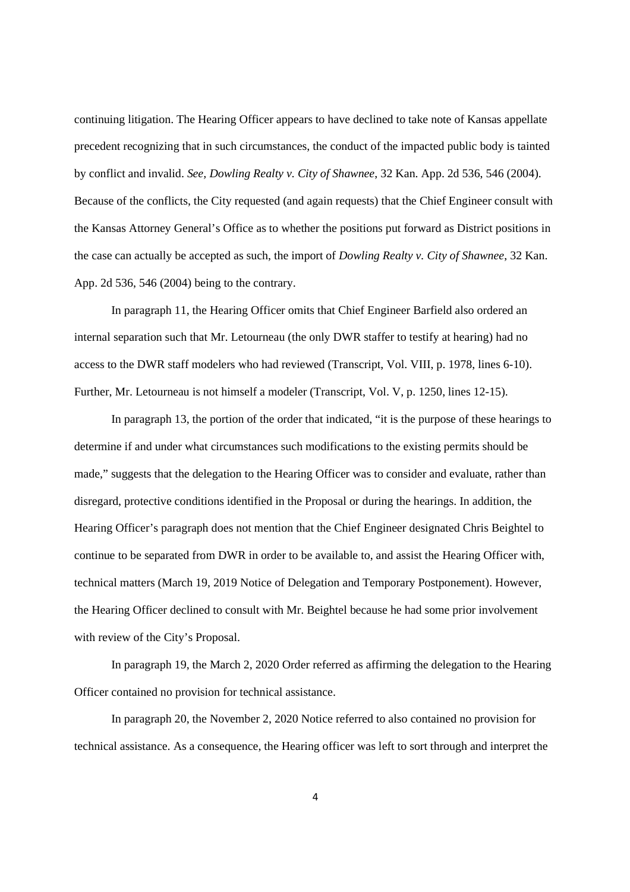continuing litigation. The Hearing Officer appears to have declined to take note of Kansas appellate precedent recognizing that in such circumstances, the conduct of the impacted public body is tainted by conflict and invalid. *See, Dowling Realty v. City of Shawnee*, 32 Kan. App. 2d 536, 546 (2004). Because of the conflicts, the City requested (and again requests) that the Chief Engineer consult with the Kansas Attorney General's Office as to whether the positions put forward as District positions in the case can actually be accepted as such, the import of *Dowling Realty v. City of Shawnee*, 32 Kan. App. 2d 536, 546 (2004) being to the contrary.

In paragraph 11, the Hearing Officer omits that Chief Engineer Barfield also ordered an internal separation such that Mr. Letourneau (the only DWR staffer to testify at hearing) had no access to the DWR staff modelers who had reviewed (Transcript, Vol. VIII, p. 1978, lines 6-10). Further, Mr. Letourneau is not himself a modeler (Transcript, Vol. V, p. 1250, lines 12-15).

In paragraph 13, the portion of the order that indicated, "it is the purpose of these hearings to determine if and under what circumstances such modifications to the existing permits should be made," suggests that the delegation to the Hearing Officer was to consider and evaluate, rather than disregard, protective conditions identified in the Proposal or during the hearings. In addition, the Hearing Officer's paragraph does not mention that the Chief Engineer designated Chris Beightel to continue to be separated from DWR in order to be available to, and assist the Hearing Officer with, technical matters (March 19, 2019 Notice of Delegation and Temporary Postponement). However, the Hearing Officer declined to consult with Mr. Beightel because he had some prior involvement with review of the City's Proposal.

In paragraph 19, the March 2, 2020 Order referred as affirming the delegation to the Hearing Officer contained no provision for technical assistance.

In paragraph 20, the November 2, 2020 Notice referred to also contained no provision for technical assistance. As a consequence, the Hearing officer was left to sort through and interpret the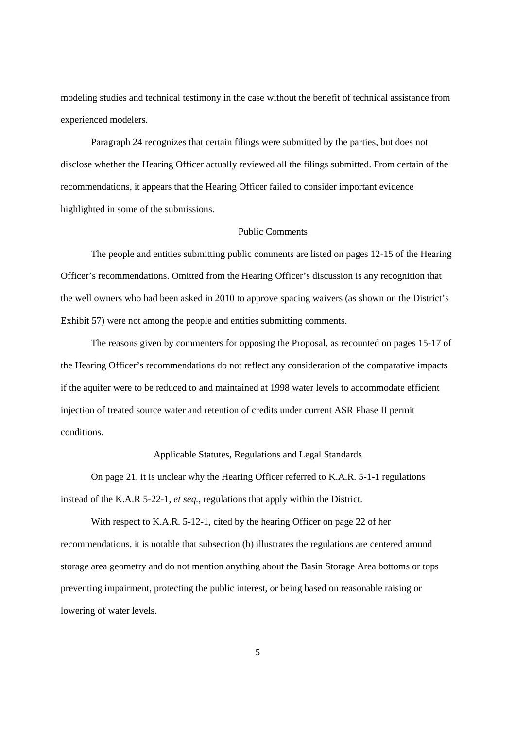modeling studies and technical testimony in the case without the benefit of technical assistance from experienced modelers.

Paragraph 24 recognizes that certain filings were submitted by the parties, but does not disclose whether the Hearing Officer actually reviewed all the filings submitted. From certain of the recommendations, it appears that the Hearing Officer failed to consider important evidence highlighted in some of the submissions.

<u>Public Comments</u>

The people and entities submitting public comments are listed on pages 12-15 of the Hearing Officer's recommendations. Omitted from the Hearing Officer's discussion is any recognition that the well owners who had been asked in 2010 to approve spacing waivers (as shown on the District's Exhibit 57) were not among the people and entities submitting comments.

The reasons given by commenters for opposing the Proposal, as recounted on pages 15-17 of the Hearing Officer's recommendations do not reflect any consideration of the comparative impacts if the aquifer were to be reduced to and maintained at 1998 water levels to accommodate efficient injection of treated source water and retention of credits under current ASR Phase II permit conditions.

<u>Applicable Statutes, Regulations and Legal Standards</u>

On page 21, it is unclear why the Hearing Officer referred to K.A.R. 5-1-1 regulations instead of the K.A.R 5-22-1, *et seq.*, regulations that apply within the District.

With respect to K.A.R. 5-12-1, cited by the hearing Officer on page 22 of her recommendations, it is notable that subsection (b) illustrates the regulations are centered around storage area geometry and do not mention anything about the Basin Storage Area bottoms or tops preventing impairment, protecting the public interest, or being based on reasonable raising or lowering of water levels.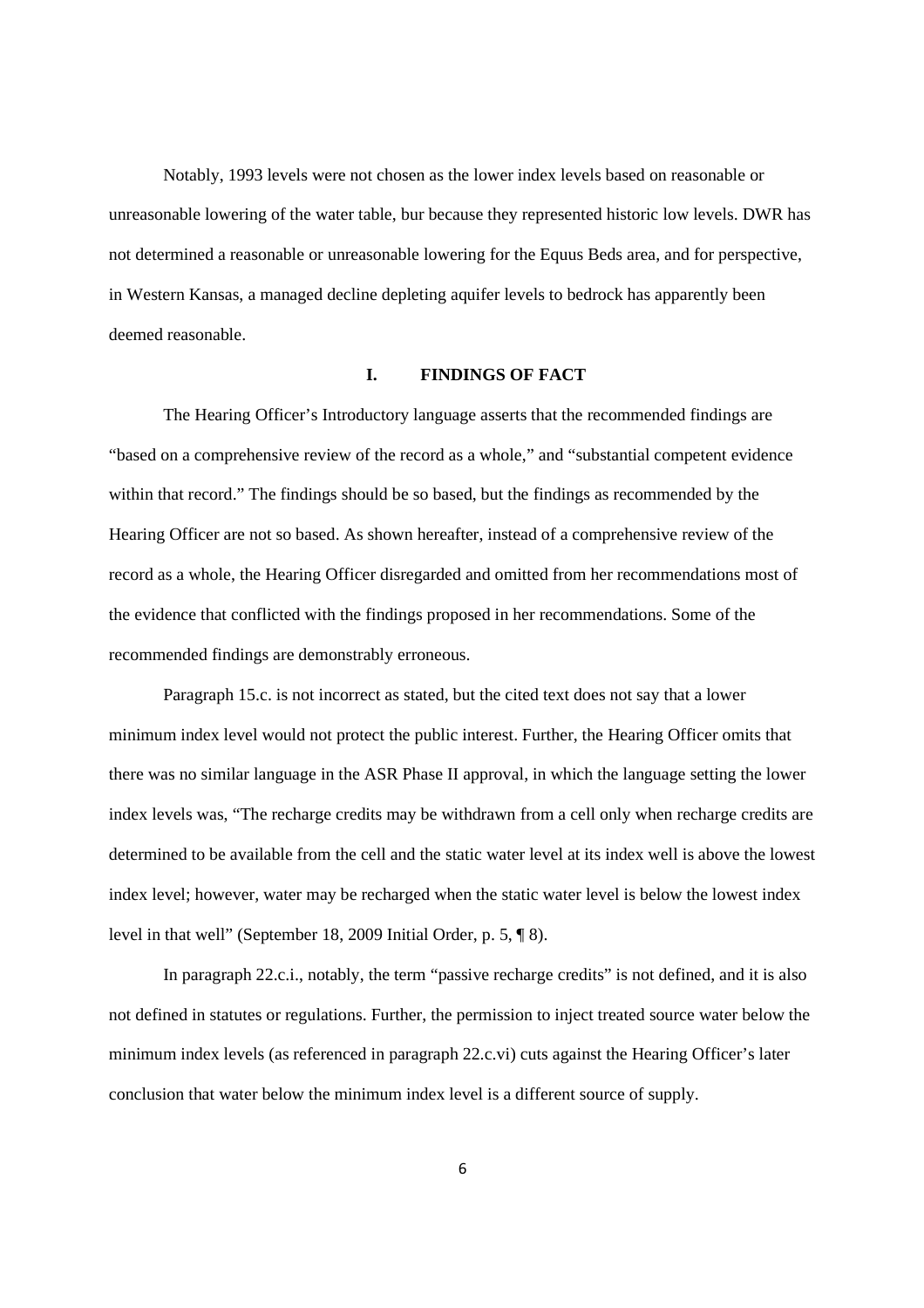Notably, 1993 levels were not chosen as the lower index levels based on reasonable or unreasonable lowering of the water table, bur because they represented historic low levels. DWR has not determined a reasonable or unreasonable lowering for the Equus Beds area, and for perspective, in Western Kansas, a managed decline depleting aquifer levels to bedrock has apparently been deemed reasonable.

## I. FINDINGS OF FACT

The Hearing Officer's Introductory language asserts that the recommended findings are "based on a comprehensive review of the record as a whole," and "substantial competent evidence within that record." The findings should be so based, but the findings as recommended by the Hearing Officer are not so based. As shown hereafter, instead of a comprehensive review of the record as a whole, the Hearing Officer disregarded and omitted from her recommendations most of the evidence that conflicted with the findings proposed in her recommendations. Some of the recommended findings are demonstrably erroneous.

Paragraph 15.c. is not incorrect as stated, but the cited text does not say that a lower minimum index level would not protect the public interest. Further, the Hearing Officer omits that there was no similar language in the ASR Phase II approval, in which the language setting the lower index levels was, "The recharge credits may be withdrawn from a cell only when recharge credits are determined to be available from the cell and the static water level at its index well is above the lowest index level; however, water may be recharged when the static water level is below the lowest index level in that well" (September 18, 2009 Initial Order, p. 5, ¶ 8).

In paragraph 22.c.i., notably, the term "passive recharge credits" is not defined, and it is also not defined in statutes or regulations. Further, the permission to inject treated source water below the minimum index levels (as referenced in paragraph 22.c.vi) cuts against the Hearing Officer's later conclusion that water below the minimum index level is a different source of supply.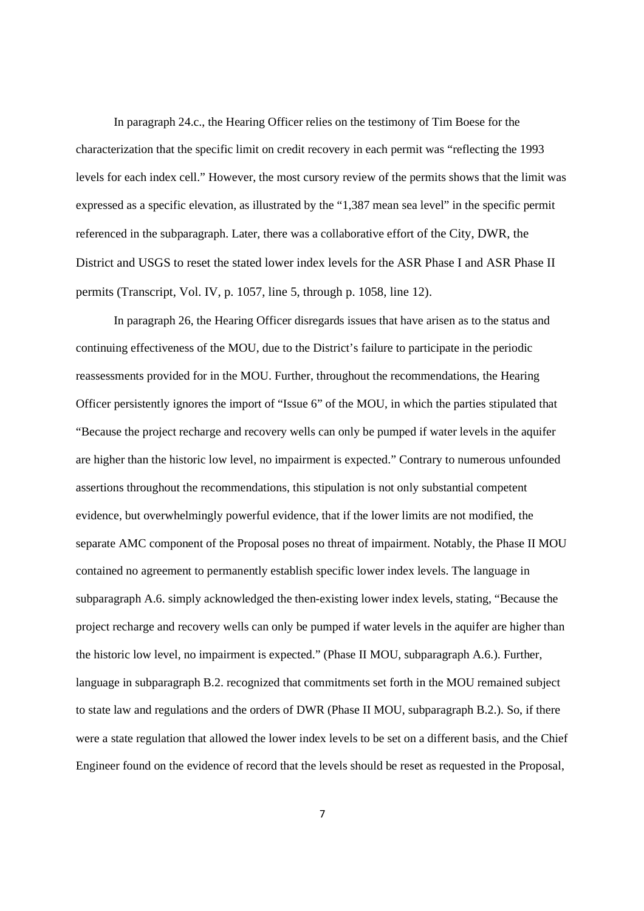In paragraph 24.c., the Hearing Officer relies on the testimony of Tim Boese for the characterization that the specific limit on credit recovery in each permit was "reflecting the 1993 levels for each index cell." However, the most cursory review of the permits shows that the limit was expressed as a specific elevation, as illustrated by the "1,387 mean sea level" in the specific permit referenced in the subparagraph. Later, there was a collaborative effort of the City, DWR, the District and USGS to reset the stated lower index levels for the ASR Phase I and ASR Phase II permits (Transcript, Vol. IV, p. 1057, line 5, through p. 1058, line 12).

In paragraph 26, the Hearing Officer disregards issues that have arisen as to the status and continuing effectiveness of the MOU, due to the District's failure to participate in the periodic reassessments provided for in the MOU. Further, throughout the recommendations, the Hearing Officer persistently ignores the import of "Issue 6" of the MOU, in which the parties stipulated that "Because the project recharge and recovery wells can only be pumped if water levels in the aquifer are higher than the historic low level, no impairment is expected." Contrary to numerous unfounded assertions throughout the recommendations, this stipulation is not only substantial competent evidence, but overwhelmingly powerful evidence, that if the lower limits are not modified, the separate AMC component of the Proposal poses no threat of impairment. Notably, the Phase II MOU contained no agreement to permanently establish specific lower index levels. The language in subparagraph A.6. simply acknowledged the then-existing lower index levels, stating, "Because the project recharge and recovery wells can only be pumped if water levels in the aquifer are higher than the historic low level, no impairment is expected." (Phase II MOU, subparagraph A.6.). Further, language in subparagraph B.2. recognized that commitments set forth in the MOU remained subject to state law and regulations and the orders of DWR (Phase II MOU, subparagraph B.2.). So, if there were a state regulation that allowed the lower index levels to be set on a different basis, and the Chief Engineer found on the evidence of record that the levels should be reset as requested in the Proposal,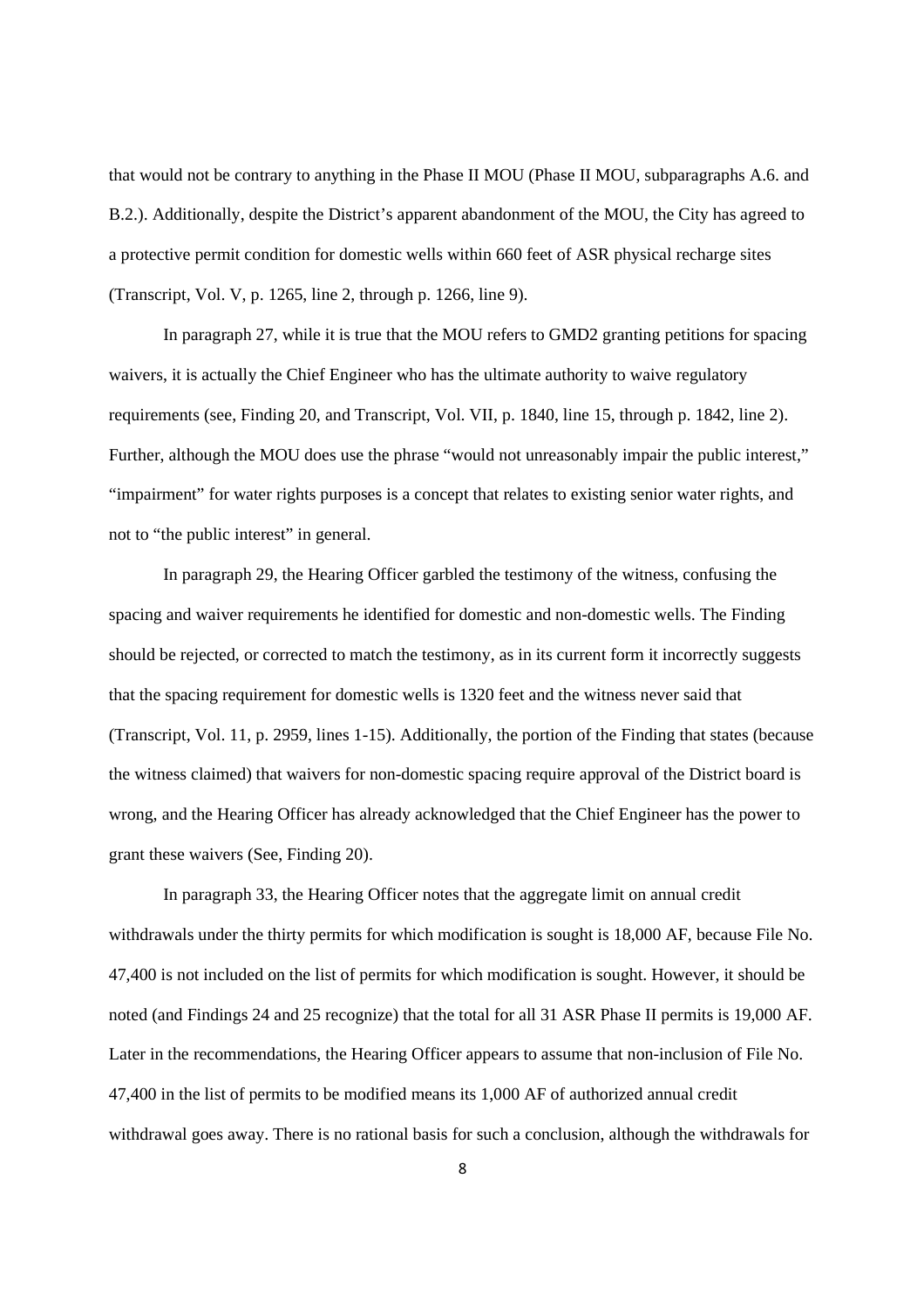that would not be contrary to anything in the Phase II MOU (Phase II MOU, subparagraphs A.6. and B.2.). Additionally, despite the District's apparent abandonment of the MOU, the City has agreed to a protective permit condition for domestic wells within 660 feet of ASR physical recharge sites (Transcript, Vol. V, p. 1265, line 2, through p. 1266, line 9).

In paragraph 27, while it is true that the MOU refers to GMD2 granting petitions for spacing waivers, it is actually the Chief Engineer who has the ultimate authority to waive regulatory requirements (see, Finding 20, and Transcript, Vol. VII, p. 1840, line 15, through p. 1842, line 2). Further, although the MOU does use the phrase "would not unreasonably impair the public interest," "impairment" for water rights purposes is a concept that relates to existing senior water rights, and not to "the public interest" in general.

In paragraph 29, the Hearing Officer garbled the testimony of the witness, confusing the spacing and waiver requirements he identified for domestic and non-domestic wells. The Finding should be rejected, or corrected to match the testimony, as in its current form it incorrectly suggests that the spacing requirement for domestic wells is 1320 feet and the witness never said that (Transcript, Vol. 11, p. 2959, lines 1-15). Additionally, the portion of the Finding that states (because the witness claimed) that waivers for non-domestic spacing require approval of the District board is wrong, and the Hearing Officer has already acknowledged that the Chief Engineer has the power to grant these waivers (See, Finding 20).

In paragraph 33, the Hearing Officer notes that the aggregate limit on annual credit withdrawals under the thirty permits for which modification is sought is 18,000 AF, because File No. 47,400 is not included on the list of permits for which modification is sought. However, it should be noted (and Findings 24 and 25 recognize) that the total for all 31 ASR Phase II permits is 19,000 AF. Later in the recommendations, the Hearing Officer appears to assume that non-inclusion of File No. 47,400 in the list of permits to be modified means its 1,000 AF of authorized annual credit withdrawal goes away. There is no rational basis for such a conclusion, although the withdrawals for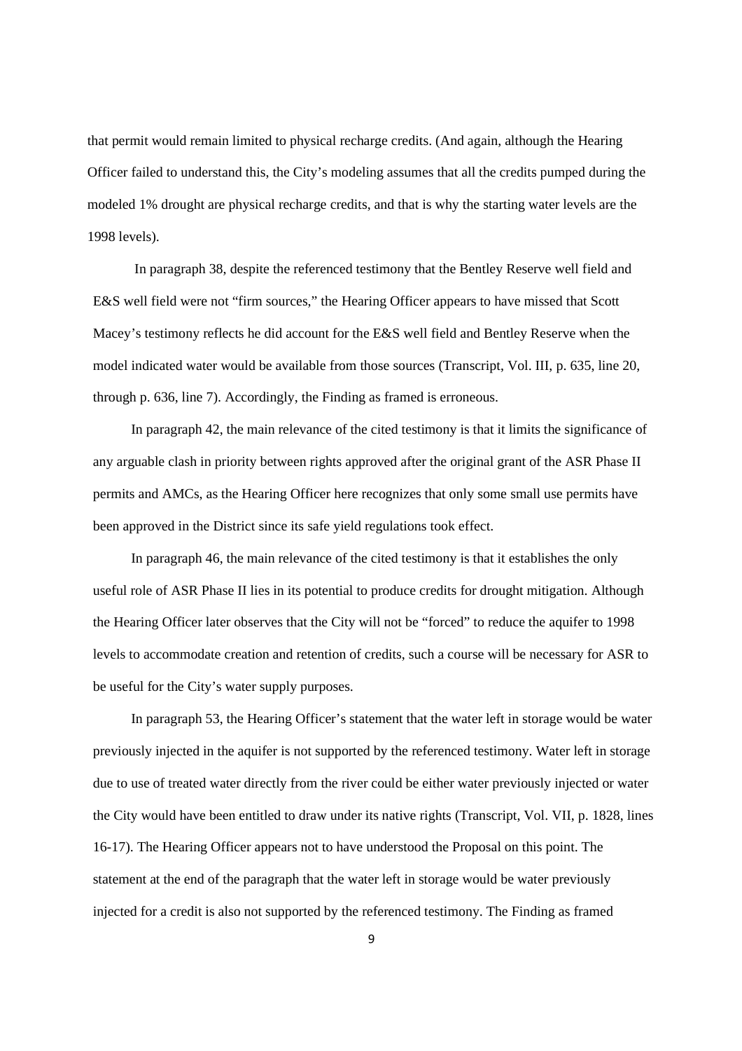that permit would remain limited to physical recharge credits. (And again, although the Hearing Officer failed to understand this, the City's modeling assumes that all the credits pumped during the modeled 1% drought are physical recharge credits, and that is why the starting water levels are the 1998 levels).

In paragraph 38, despite the referenced testimony that the Bentley Reserve well field and E&S well field were not "firm sources," the Hearing Officer appears to have missed that Scott Macey's testimony reflects he did account for the E&S well field and Bentley Reserve when the model indicated water would be available from those sources (Transcript, Vol. III, p. 635, line 20, through p. 636, line 7). Accordingly, the Finding as framed is erroneous.

In paragraph 42, the main relevance of the cited testimony is that it limits the significance of any arguable clash in priority between rights approved after the original grant of the ASR Phase II permits and AMCs, as the Hearing Officer here recognizes that only some small use permits have been approved in the District since its safe yield regulations took effect.

In paragraph 46, the main relevance of the cited testimony is that it establishes the only useful role of ASR Phase II lies in its potential to produce credits for drought mitigation. Although the Hearing Officer later observes that the City will not be "forced" to reduce the aquifer to 1998 levels to accommodate creation and retention of credits, such a course will be necessary for ASR to be useful for the City's water supply purposes.

In paragraph 53, the Hearing Officer's statement that the water left in storage would be water previously injected in the aquifer is not supported by the referenced testimony. Water left in storage due to use of treated water directly from the river could be either water previously injected or water the City would have been entitled to draw under its native rights (Transcript, Vol. VII, p. 1828, lines 16-17). The Hearing Officer appears not to have understood the Proposal on this point. The statement at the end of the paragraph that the water left in storage would be water previously injected for a credit is also not supported by the referenced testimony. The Finding as framed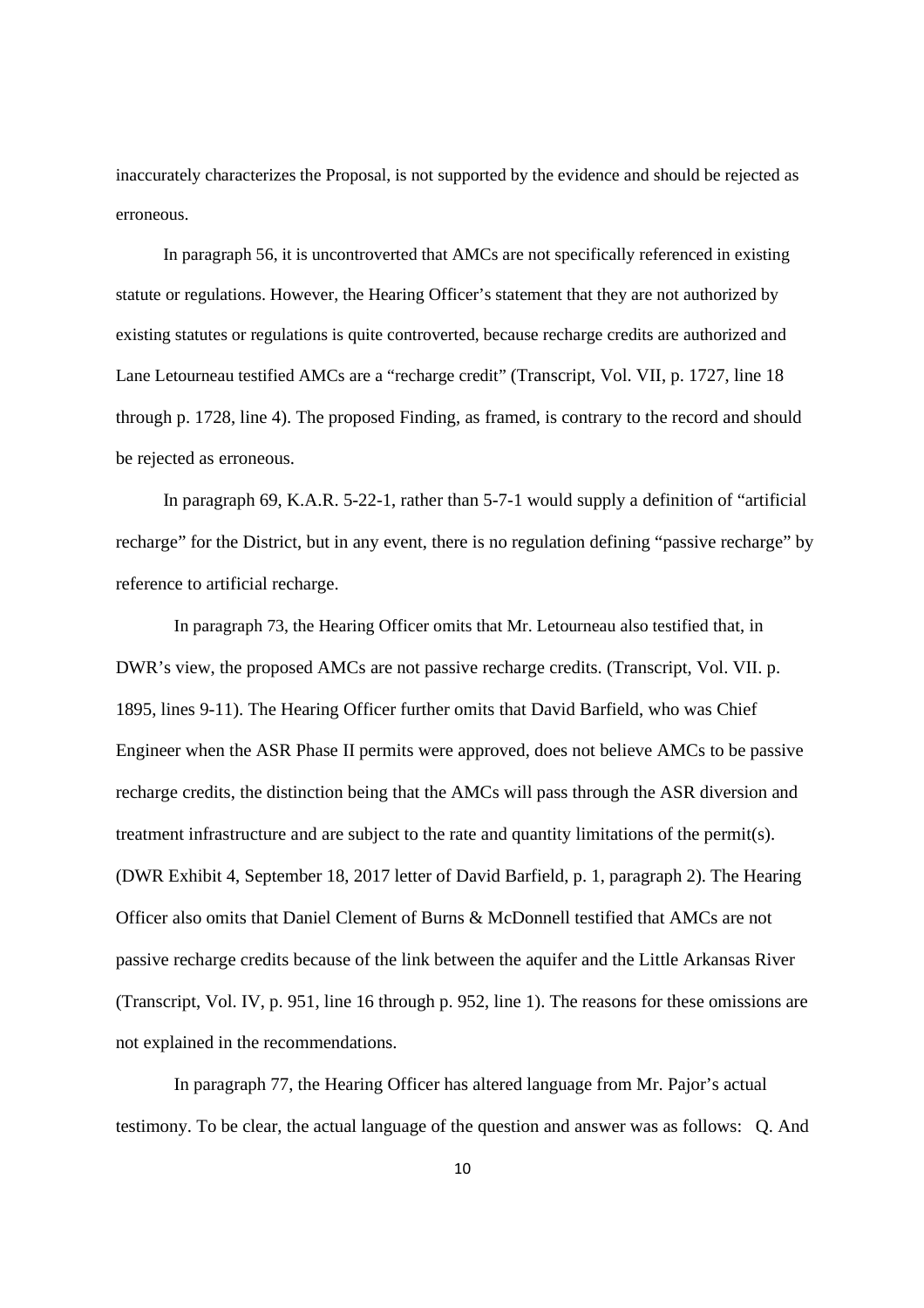inaccurately characterizes the Proposal, is not supported by the evidence and should be rejected as erroneous.

In paragraph 56, it is uncontroverted that AMCs are not specifically referenced in existing statute or regulations. However, the Hearing Officer's statement that they are not authorized by existing statutes or regulations is quite controverted, because recharge credits are authorized and Lane Letourneau testified AMCs are a "recharge credit" (Transcript, Vol. VII, p. 1727, line 18 through p. 1728, line 4). The proposed Finding, as framed, is contrary to the record and should be rejected as erroneous.

In paragraph 69, K.A.R. 5-22-1, rather than 5-7-1 would supply a definition of "artificial recharge" for the District, but in any event, there is no regulation defining "passive recharge" by reference to artificial recharge.

In paragraph 73, the Hearing Officer omits that Mr. Letourneau also testified that, in DWR's view, the proposed AMCs are not passive recharge credits. (Transcript, Vol. VII. p. 1895, lines 9-11). The Hearing Officer further omits that David Barfield, who was Chief Engineer when the ASR Phase II permits were approved, does not believe AMCs to be passive recharge credits, the distinction being that the AMCs will pass through the ASR diversion and treatment infrastructure and are subject to the rate and quantity limitations of the permit(s). (DWR Exhibit 4, September 18, 2017 letter of David Barfield, p. 1, paragraph 2). The Hearing Officer also omits that Daniel Clement of Burns & McDonnell testified that AMCs are not passive recharge credits because of the link between the aquifer and the Little Arkansas River (Transcript, Vol. IV, p. 951, line 16 through p. 952, line 1). The reasons for these omissions are not explained in the recommendations.

In paragraph 77, the Hearing Officer has altered language from Mr. Pajor's actual testimony. To be clear, the actual language of the question and answer was as follows: Q. And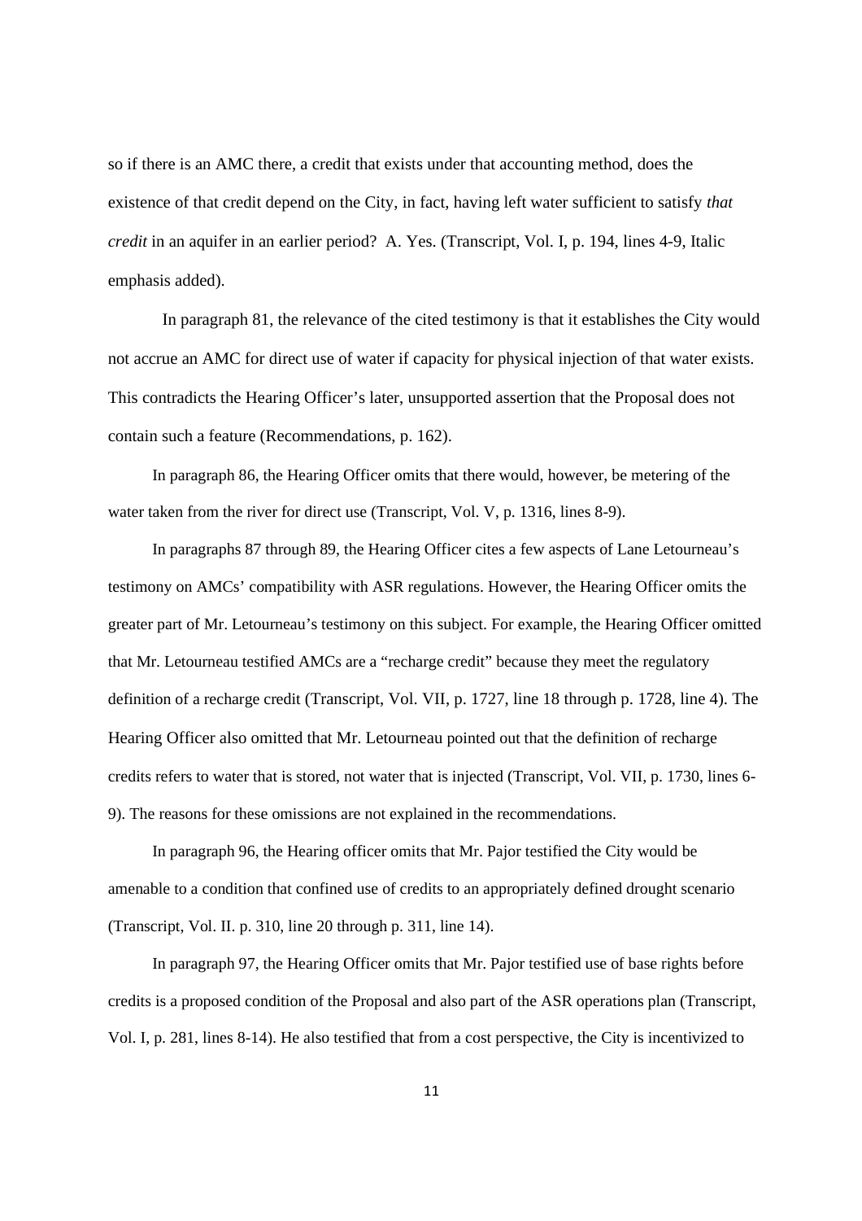so if there is an AMC there, a credit that exists under that accounting method, does the existence of that credit depend on the City, in fact, having left water sufficient to satisfy *that credit* in an aquifer in an earlier period? A. Yes. (Transcript, Vol. I, p. 194, lines 4-9, Italic emphasis added).

In paragraph 81, the relevance of the cited testimony is that it establishes the City would not accrue an AMC for direct use of water if capacity for physical injection of that water exists. This contradicts the Hearing Officer's later, unsupported assertion that the Proposal does not contain such a feature (Recommendations, p. 162).

In paragraph 86, the Hearing Officer omits that there would, however, be metering of the water taken from the river for direct use (Transcript, Vol. V, p. 1316, lines 8-9).

In paragraphs 87 through 89, the Hearing Officer cites a few aspects of Lane Letourneau's testimony on AMCs' compatibility with ASR regulations. However, the Hearing Officer omits the greater part of Mr. Letourneau's testimony on this subject. For example, the Hearing Officer omitted that Mr. Letourneau testified AMCs are a "recharge credit" because they meet the regulatory definition of a recharge credit (Transcript, Vol. VII, p. 1727, line 18 through p. 1728, line 4). The Hearing Officer also omitted that Mr. Letourneau pointed out that the definition of recharge credits refers to water that is stored, not water that is injected (Transcript, Vol. VII, p. 1730, lines 6-9). The reasons for these omissions are not explained in the recommendations.

In paragraph 96, the Hearing officer omits that Mr. Pajor testified the City would be amenable to a condition that confined use of credits to an appropriately defined drought scenario (Transcript, Vol. II. p. 310, line 20 through p. 311, line 14).

In paragraph 97, the Hearing Officer omits that Mr. Pajor testified use of base rights before credits is a proposed condition of the Proposal and also part of the ASR operations plan (Transcript, Vol. I, p. 281, lines 8-14). He also testified that from a cost perspective, the City is incentivized to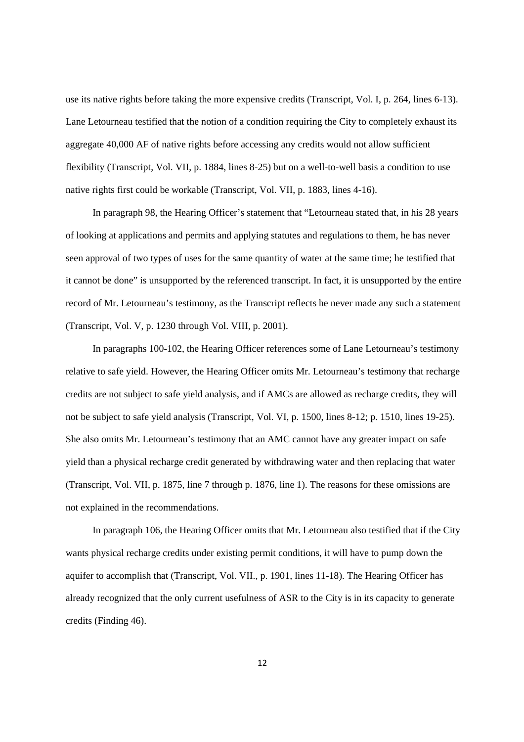use its native rights before taking the more expensive credits (Transcript, Vol. I, p. 264, lines 6-13). Lane Letourneau testified that the notion of a condition requiring the City to completely exhaust its aggregate 40,000 AF of native rights before accessing any credits would not allow sufficient flexibility (Transcript, Vol. VII, p. 1884, lines 8-25) but on a well-to-well basis a condition to use native rights first could be workable (Transcript, Vol. VII, p. 1883, lines 4-16).

In paragraph 98, the Hearing Officer's statement that "Letourneau stated that, in his 28 years of looking at applications and permits and applying statutes and regulations to them, he has never seen approval of two types of uses for the same quantity of water at the same time; he testified that it cannot be done" is unsupported by the referenced transcript. In fact, it is unsupported by the entire record of Mr. Letourneau's testimony, as the Transcript reflects he never made any such a statement (Transcript, Vol. V, p. 1230 through Vol. VIII, p. 2001).

In paragraphs 100-102, the Hearing Officer references some of Lane Letourneau's testimony relative to safe yield. However, the Hearing Officer omits Mr. Letourneau's testimony that recharge credits are not subject to safe yield analysis, and if AMCs are allowed as recharge credits, they will not be subject to safe yield analysis (Transcript, Vol. VI, p. 1500, lines 8-12; p. 1510, lines 19-25). She also omits Mr. Letourneau's testimony that an AMC cannot have any greater impact on safe yield than a physical recharge credit generated by withdrawing water and then replacing that water (Transcript, Vol. VII, p. 1875, line 7 through p. 1876, line 1). The reasons for these omissions are not explained in the recommendations.

In paragraph 106, the Hearing Officer omits that Mr. Letourneau also testified that if the City wants physical recharge credits under existing permit conditions, it will have to pump down the aquifer to accomplish that (Transcript, Vol. VII., p. 1901, lines 11-18). The Hearing Officer has already recognized that the only current usefulness of ASR to the City is in its capacity to generate credits (Finding 46).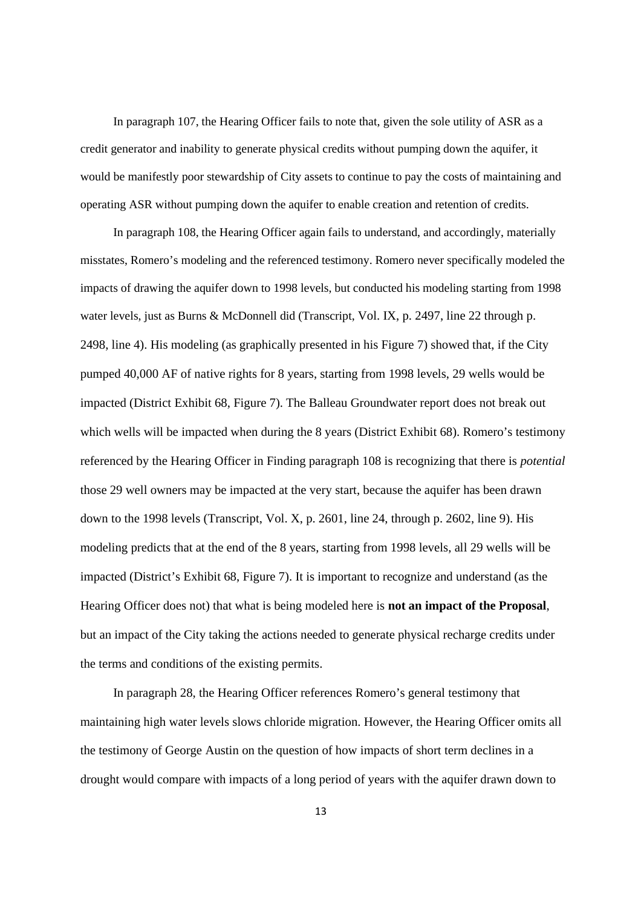In paragraph 107, the Hearing Officer fails to note that, given the sole utility of ASR as a credit generator and inability to generate physical credits without pumping down the aquifer, it would be manifestly poor stewardship of City assets to continue to pay the costs of maintaining and operating ASR without pumping down the aquifer to enable creation and retention of credits.

In paragraph 108, the Hearing Officer again fails to understand, and accordingly, materially misstates, Romero's modeling and the referenced testimony. Romero never specifically modeled the impacts of drawing the aquifer down to 1998 levels, but conducted his modeling starting from 1998 water levels, just as Burns & McDonnell did (Transcript, Vol. IX, p. 2497, line 22 through p. 2498, line 4). His modeling (as graphically presented in his Figure 7) showed that, if the City pumped 40,000 AF of native rights for 8 years, starting from 1998 levels, 29 wells would be impacted (District Exhibit 68, Figure 7). The Balleau Groundwater report does not break out which wells will be impacted when during the 8 years (District Exhibit 68). Romero's testimony referenced by the Hearing Officer in Finding paragraph 108 is recognizing that there is *potential* those 29 well owners may be impacted at the very start, because the aquifer has been drawn down to the 1998 levels (Transcript, Vol. X, p. 2601, line 24, through p. 2602, line 9). His modeling predicts that at the end of the 8 years, starting from 1998 levels, all 29 wells will be impacted (District's Exhibit 68, Figure 7). It is important to recognize and understand (as the Hearing Officer does not) that what is being modeled here is **not an impact of the Proposal**, but an impact of the City taking the actions needed to generate physical recharge credits under the terms and conditions of the existing permits.

In paragraph 28, the Hearing Officer references Romero's general testimony that maintaining high water levels slows chloride migration. However, the Hearing Officer omits all the testimony of George Austin on the question of how impacts of short term declines in a drought would compare with impacts of a long period of years with the aquifer drawn down to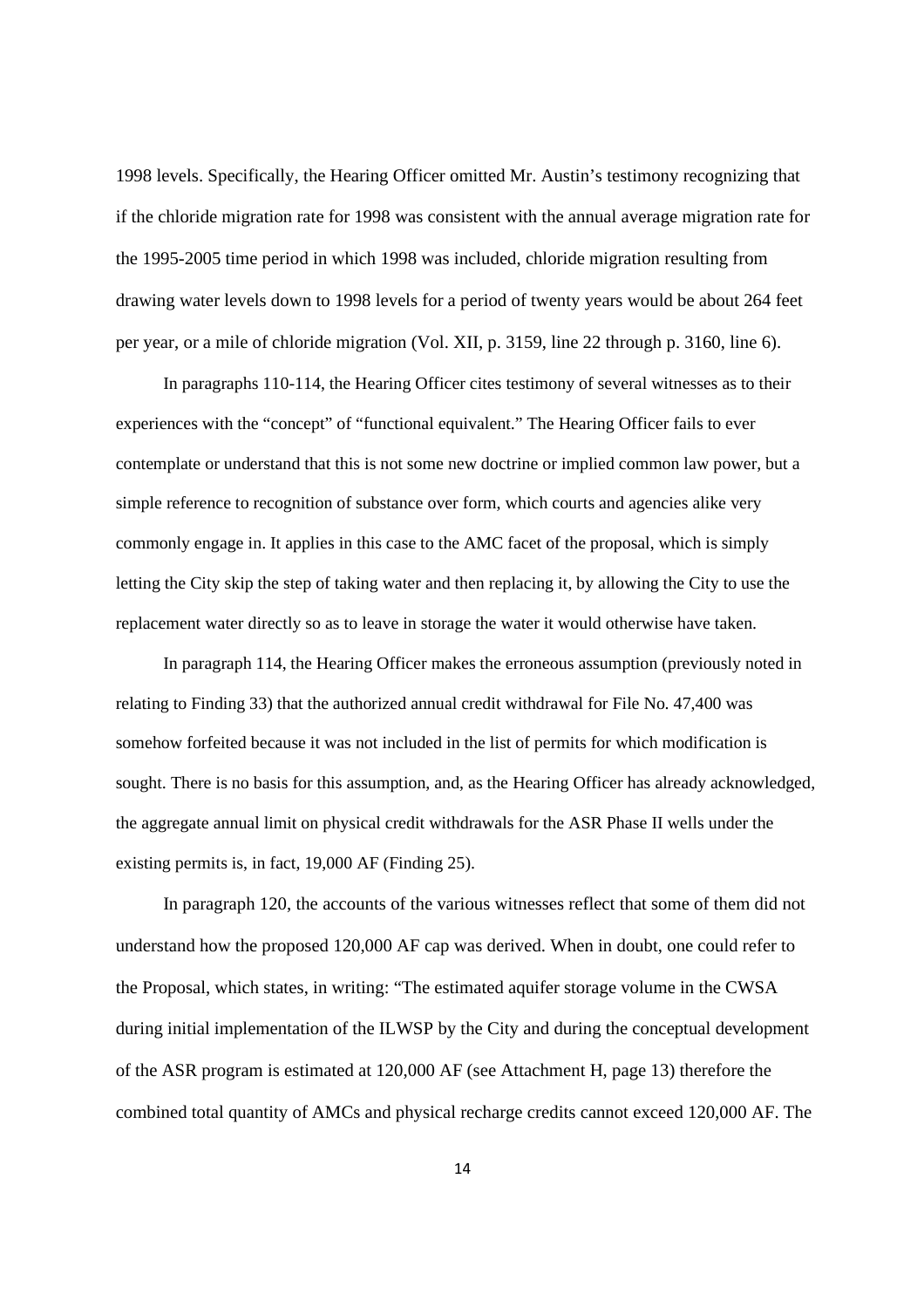1998 levels. Specifically, the Hearing Officer omitted Mr. Austin's testimony recognizing that if the chloride migration rate for 1998 was consistent with the annual average migration rate for the 1995-2005 time period in which 1998 was included, chloride migration resulting from drawing water levels down to 1998 levels for a period of twenty years would be about 264 feet per year, or a mile of chloride migration (Vol. XII, p. 3159, line 22 through p. 3160, line 6).

In paragraphs 110-114, the Hearing Officer cites testimony of several witnesses as to their experiences with the "concept" of "functional equivalent." The Hearing Officer fails to ever contemplate or understand that this is not some new doctrine or implied common law power, but a simple reference to recognition of substance over form, which courts and agencies alike very commonly engage in. It applies in this case to the AMC facet of the proposal, which is simply letting the City skip the step of taking water and then replacing it, by allowing the City to use the replacement water directly so as to leave in storage the water it would otherwise have taken.

In paragraph 114, the Hearing Officer makes the erroneous assumption (previously noted in relating to Finding 33) that the authorized annual credit withdrawal for File No. 47,400 was somehow forfeited because it was not included in the list of permits for which modification is sought. There is no basis for this assumption, and, as the Hearing Officer has already acknowledged, the aggregate annual limit on physical credit withdrawals for the ASR Phase II wells under the existing permits is, in fact, 19,000 AF (Finding 25).

In paragraph 120, the accounts of the various witnesses reflect that some of them did not understand how the proposed 120,000 AF cap was derived. When in doubt, one could refer to the Proposal, which states, in writing: "The estimated aquifer storage volume in the CWSA during initial implementation of the ILWSP by the City and during the conceptual development of the ASR program is estimated at 120,000 AF (see Attachment H, page 13) therefore the combined total quantity of AMCs and physical recharge credits cannot exceed 120,000 AF. The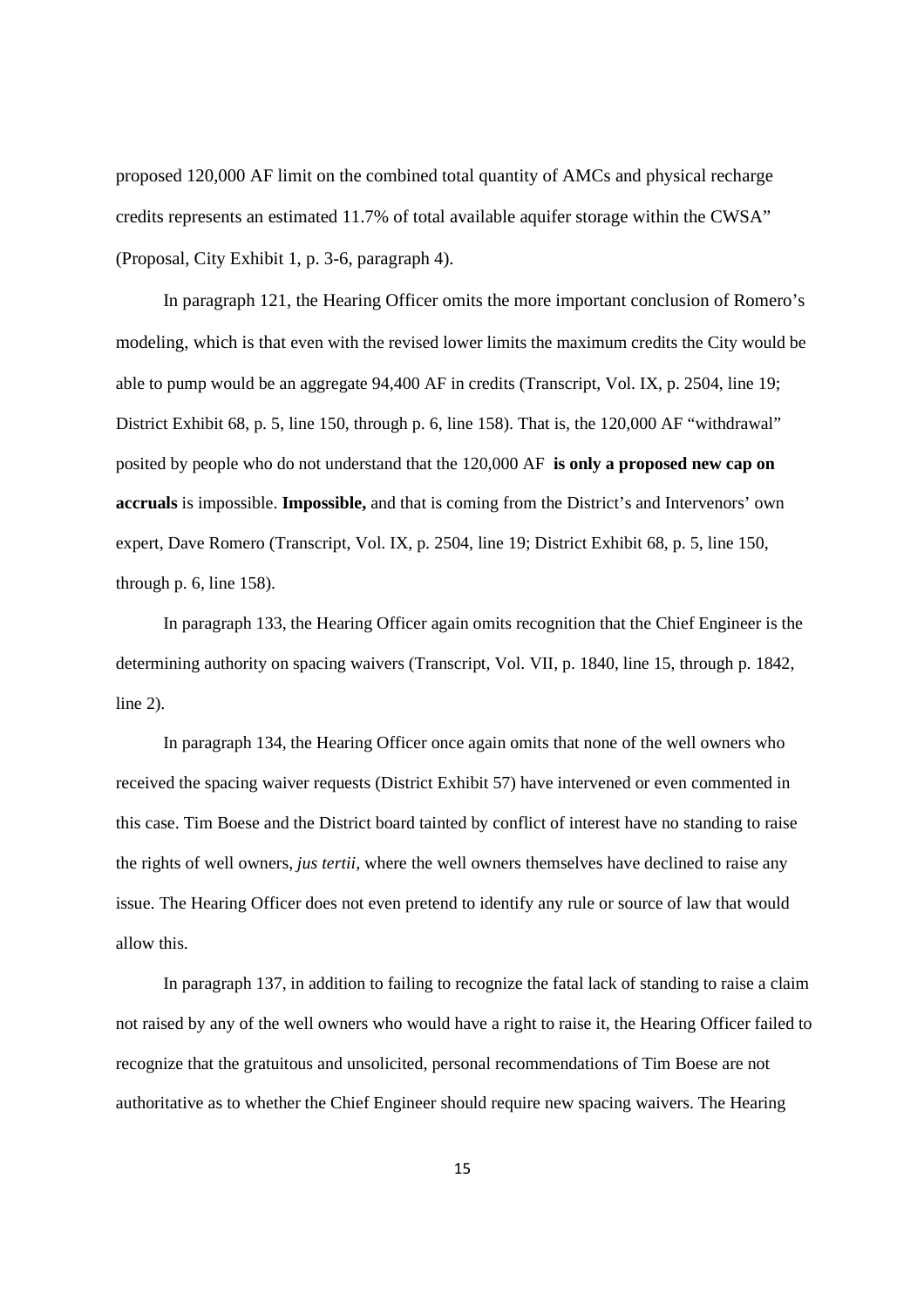proposed 120,000 AF limit on the combined total quantity of AMCs and physical recharge credits represents an estimated 11.7% of total available aquifer storage within the CWSA" (Proposal, City Exhibit 1, p. 3-6, paragraph 4).

In paragraph 121, the Hearing Officer omits the more important conclusion of Romero's modeling, which is that even with the revised lower limits the maximum credits the City would be able to pump would be an aggregate 94,400 AF in credits (Transcript, Vol. IX, p. 2504, line 19; District Exhibit 68, p. 5, line 150, through p. 6, line 158). That is, the 120,000 AF "withdrawal" posited by people who do not understand that the 120,000 AF **is only a proposed new cap on accruals** is impossible. **Impossible,** and that is coming from the District's and Intervenors' own expert, Dave Romero (Transcript, Vol. IX, p. 2504, line 19; District Exhibit 68, p. 5, line 150, through p. 6, line 158).

In paragraph 133, the Hearing Officer again omits recognition that the Chief Engineer is the determining authority on spacing waivers (Transcript, Vol. VII, p. 1840, line 15, through p. 1842, line 2).

In paragraph 134, the Hearing Officer once again omits that none of the well owners who received the spacing waiver requests (District Exhibit 57) have intervened or even commented in this case. Tim Boese and the District board tainted by conflict of interest have no standing to raise the rights of well owners, *jus tertii*, where the well owners themselves have declined to raise any issue. The Hearing Officer does not even pretend to identify any rule or source of law that would allow this.

In paragraph 137, in addition to failing to recognize the fatal lack of standing to raise a claim not raised by any of the well owners who would have a right to raise it, the Hearing Officer failed to recognize that the gratuitous and unsolicited, personal recommendations of Tim Boese are not authoritative as to whether the Chief Engineer should require new spacing waivers. The Hearing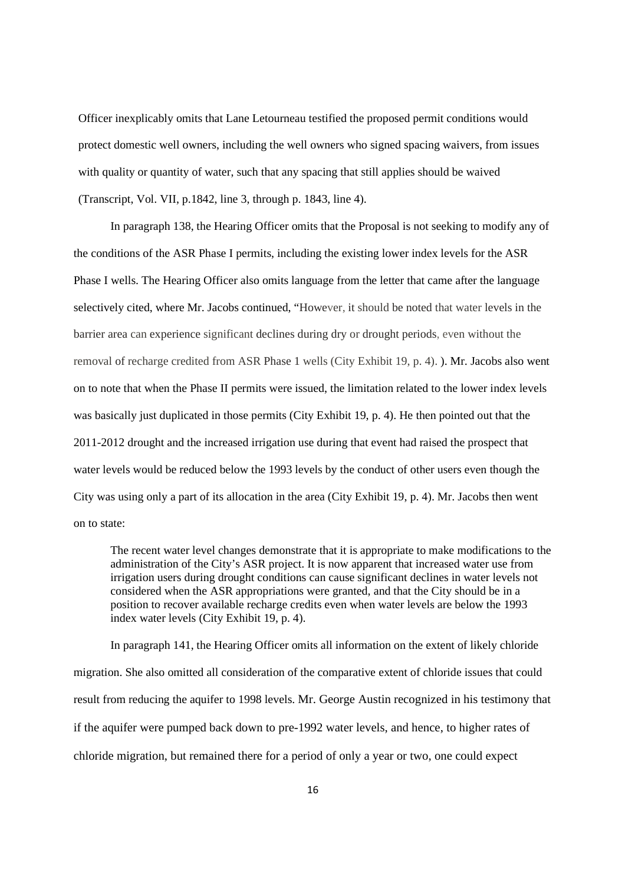Officer inexplicably omits that Lane Letourneau testified the proposed permit conditions would protect domestic well owners, including the well owners who signed spacing waivers, from issues with quality or quantity of water, such that any spacing that still applies should be waived (Transcript, Vol. VII, p.1842, line 3, through p. 1843, line 4).

In paragraph 138, the Hearing Officer omits that the Proposal is not seeking to modify any of the conditions of the ASR Phase I permits, including the existing lower index levels for the ASR Phase I wells. The Hearing Officer also omits language from the letter that came after the language selectively cited, where Mr. Jacobs continued, "However, it should be noted that water levels in the barrier area can experience significant declines during dry or drought periods, even without the removal of recharge credited from ASR Phase 1 wells (City Exhibit 19, p. 4). ). Mr. Jacobs also went on to note that when the Phase II permits were issued, the limitation related to the lower index levels was basically just duplicated in those permits (City Exhibit 19, p. 4). He then pointed out that the 2011-2012 drought and the increased irrigation use during that event had raised the prospect that water levels would be reduced below the 1993 levels by the conduct of other users even though the City was using only a part of its allocation in the area (City Exhibit 19, p. 4). Mr. Jacobs then went on to state:

> The recent water level changes demonstrate that it is appropriate to make modifications to the administration of the City's ASR project. It is now apparent that increased water use from irrigation users during drought conditions can cause significant declines in water levels not considered when the ASR appropriations were granted, and that the City should be in a position to recover available recharge credits even when water levels are below the 1993 index water levels (City Exhibit 19, p. 4).

In paragraph 141, the Hearing Officer omits all information on the extent of likely chloride migration. She also omitted all consideration of the comparative extent of chloride issues that could result from reducing the aquifer to 1998 levels. Mr. George Austin recognized in his testimony that if the aquifer were pumped back down to pre-1992 water levels, and hence, to higher rates of chloride migration, but remained there for a period of only a year or two, one could expect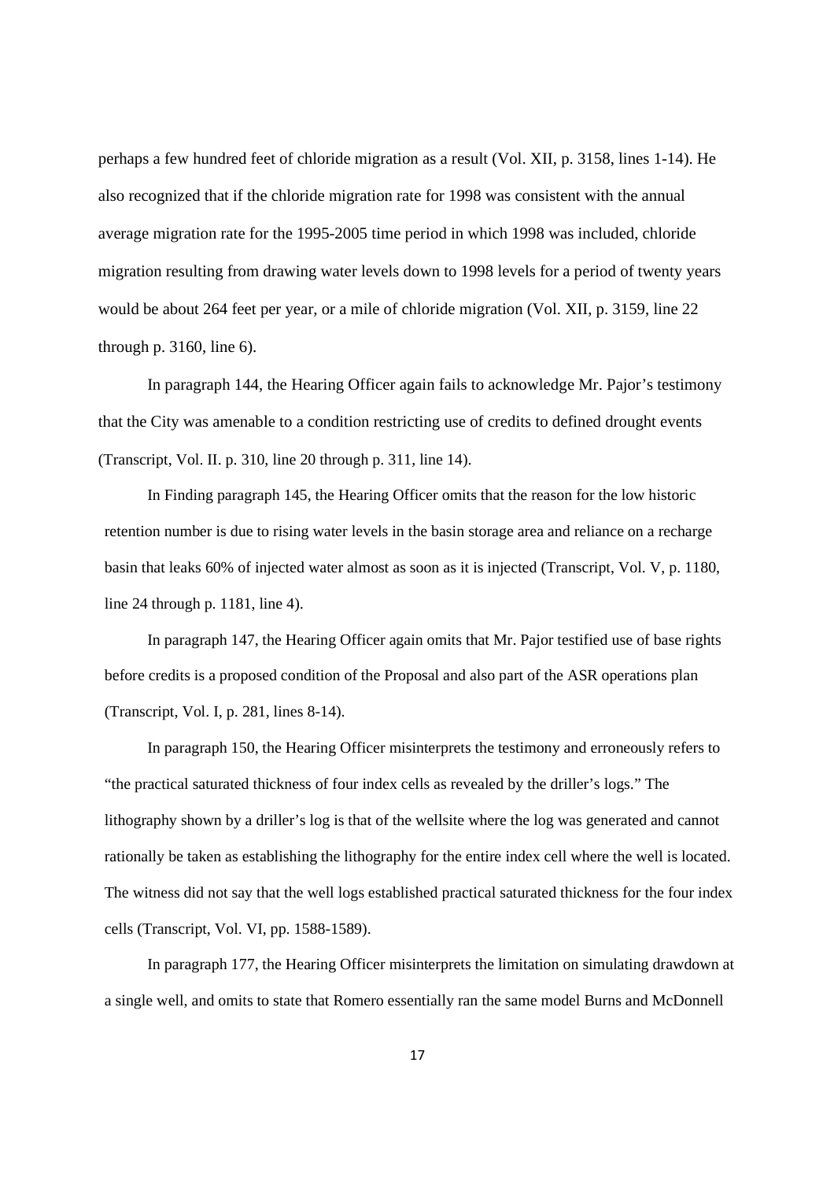perhaps a few hundred feet of chloride migration as a result (Vol. XII, p. 3158, lines 1-14). He also recognized that if the chloride migration rate for 1998 was consistent with the annual average migration rate for the 1995-2005 time period in which 1998 was included, chloride migration resulting from drawing water levels down to 1998 levels for a period of twenty years would be about 264 feet per year, or a mile of chloride migration (Vol. XII, p. 3159, line 22 through p. 3160, line 6).

In paragraph 144, the Hearing Officer again fails to acknowledge Mr. Pajor's testimony that the City was amenable to a condition restricting use of credits to defined drought events (Transcript, Vol. II. p. 310, line 20 through p. 311, line 14).

In Finding paragraph 145, the Hearing Officer omits that the reason for the low historic retention number is due to rising water levels in the basin storage area and reliance on a recharge basin that leaks 60% of injected water almost as soon as it is injected (Transcript, Vol. V, p. 1180, line 24 through p. 1181, line 4).

In paragraph 147, the Hearing Officer again omits that Mr. Pajor testified use of base rights before credits is a proposed condition of the Proposal and also part of the ASR operations plan (Transcript, Vol. I, p. 281, lines 8-14).

In paragraph 150, the Hearing Officer misinterprets the testimony and erroneously refers to "the practical saturated thickness of four index cells as revealed by the driller's logs." The lithography shown by a driller's log is that of the wellsite where the log was generated and cannot rationally be taken as establishing the lithography for the entire index cell where the well is located. The witness did not say that the well logs established practical saturated thickness for the four index cells (Transcript, Vol. VI, pp. 1588-1589).

In paragraph 177, the Hearing Officer misinterprets the limitation on simulating drawdown at a single well, and omits to state that Romero essentially ran the same model Burns and McDonnell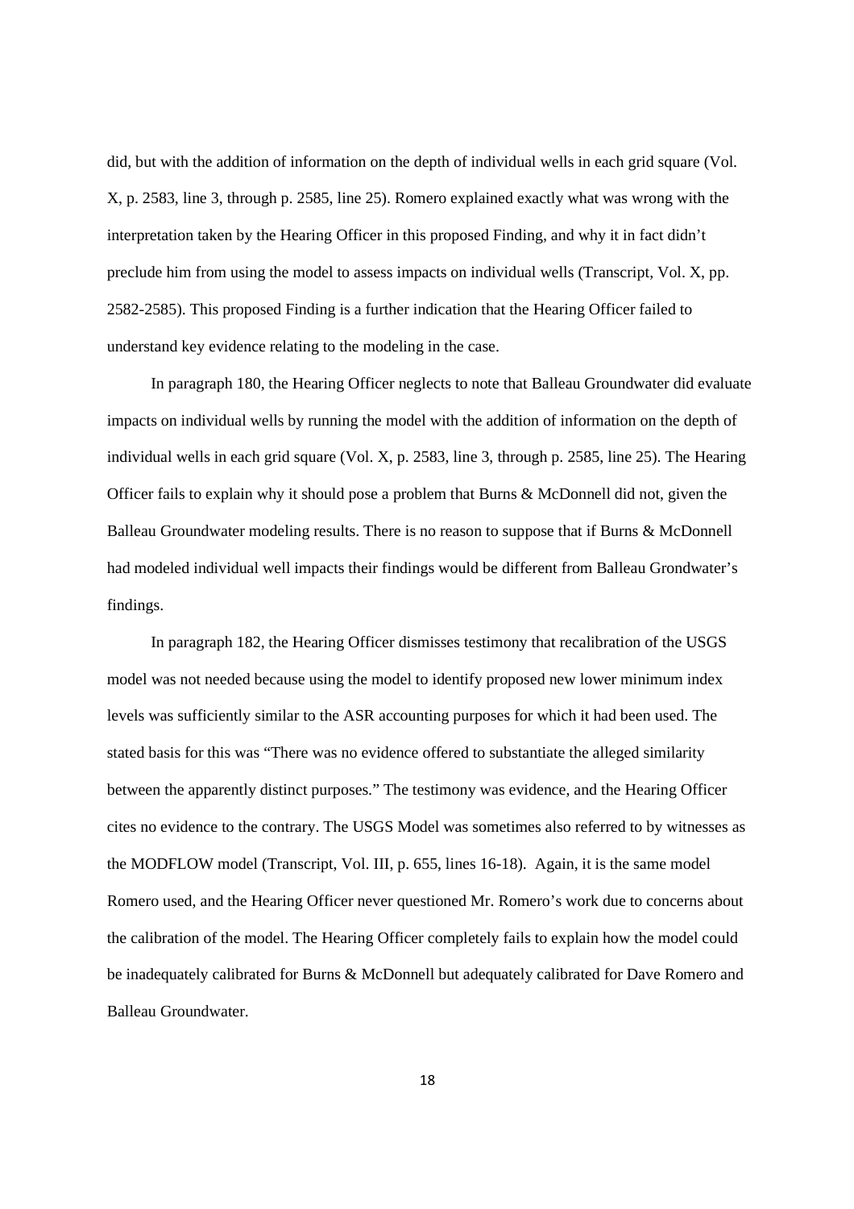did, but with the addition of information on the depth of individual wells in each grid square (Vol. X, p. 2583, line 3, through p. 2585, line 25). Romero explained exactly what was wrong with the interpretation taken by the Hearing Officer in this proposed Finding, and why it in fact didn't preclude him from using the model to assess impacts on individual wells (Transcript, Vol. X, pp. 2582-2585). This proposed Finding is a further indication that the Hearing Officer failed to understand key evidence relating to the modeling in the case.

In paragraph 180, the Hearing Officer neglects to note that Balleau Groundwater did evaluate impacts on individual wells by running the model with the addition of information on the depth of individual wells in each grid square (Vol. X, p. 2583, line 3, through p. 2585, line 25). The Hearing Officer fails to explain why it should pose a problem that Burns & McDonnell did not, given the Balleau Groundwater modeling results. There is no reason to suppose that if Burns & McDonnell had modeled individual well impacts their findings would be different from Balleau Grondwater's findings.

In paragraph 182, the Hearing Officer dismisses testimony that recalibration of the USGS model was not needed because using the model to identify proposed new lower minimum index levels was sufficiently similar to the ASR accounting purposes for which it had been used. The stated basis for this was "There was no evidence offered to substantiate the alleged similarity between the apparently distinct purposes." The testimony was evidence, and the Hearing Officer cites no evidence to the contrary. The USGS Model was sometimes also referred to by witnesses as the MODFLOW model (Transcript, Vol. III, p. 655, lines 16-18). Again, it is the same model Romero used, and the Hearing Officer never questioned Mr. Romero's work due to concerns about the calibration of the model. The Hearing Officer completely fails to explain how the model could be inadequately calibrated for Burns & McDonnell but adequately calibrated for Dave Romero and Balleau Groundwater.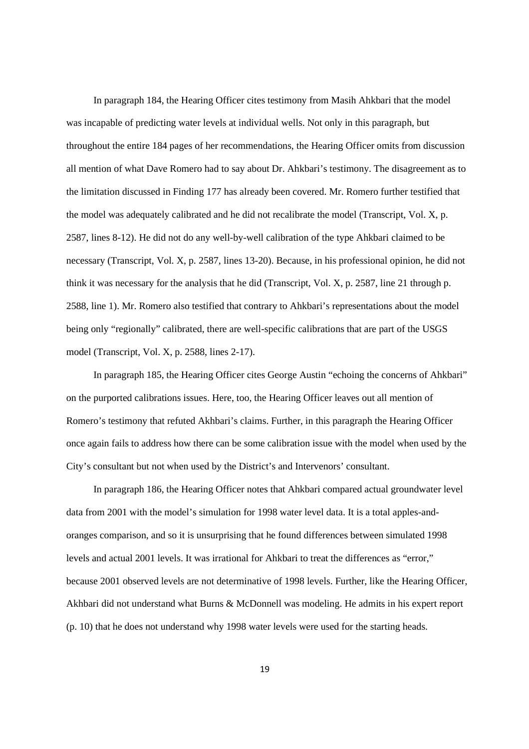In paragraph 184, the Hearing Officer cites testimony from Masih Ahkbari that the model was incapable of predicting water levels at individual wells. Not only in this paragraph, but throughout the entire 184 pages of her recommendations, the Hearing Officer omits from discussion all mention of what Dave Romero had to say about Dr. Ahkbari's testimony. The disagreement as to the limitation discussed in Finding 177 has already been covered. Mr. Romero further testified that the model was adequately calibrated and he did not recalibrate the model (Transcript, Vol. X, p. 2587, lines 8-12). He did not do any well-by-well calibration of the type Ahkbari claimed to be necessary (Transcript, Vol. X, p. 2587, lines 13-20). Because, in his professional opinion, he did not think it was necessary for the analysis that he did (Transcript, Vol. X, p. 2587, line 21 through p. 2588, line 1). Mr. Romero also testified that contrary to Ahkbari's representations about the model being only "regionally" calibrated, there are well-specific calibrations that are part of the USGS model (Transcript, Vol. X, p. 2588, lines 2-17).

In paragraph 185, the Hearing Officer cites George Austin "echoing the concerns of Ahkbari" on the purported calibrations issues. Here, too, the Hearing Officer leaves out all mention of Romero's testimony that refuted Akhbari's claims. Further, in this paragraph the Hearing Officer once again fails to address how there can be some calibration issue with the model when used by the City's consultant but not when used by the District's and Intervenors' consultant.

In paragraph 186, the Hearing Officer notes that Ahkbari compared actual groundwater level data from 2001 with the model's simulation for 1998 water level data. It is a total apples-and-oranges comparison, and so it is unsurprising that he found differences between simulated 1998 levels and actual 2001 levels. It was irrational for Ahkbari to treat the differences as "error," because 2001 observed levels are not determinative of 1998 levels. Further, like the Hearing Officer, Akhbari did not understand what Burns & McDonnell was modeling. He admits in his expert report (p. 10) that he does not understand why 1998 water levels were used for the starting heads.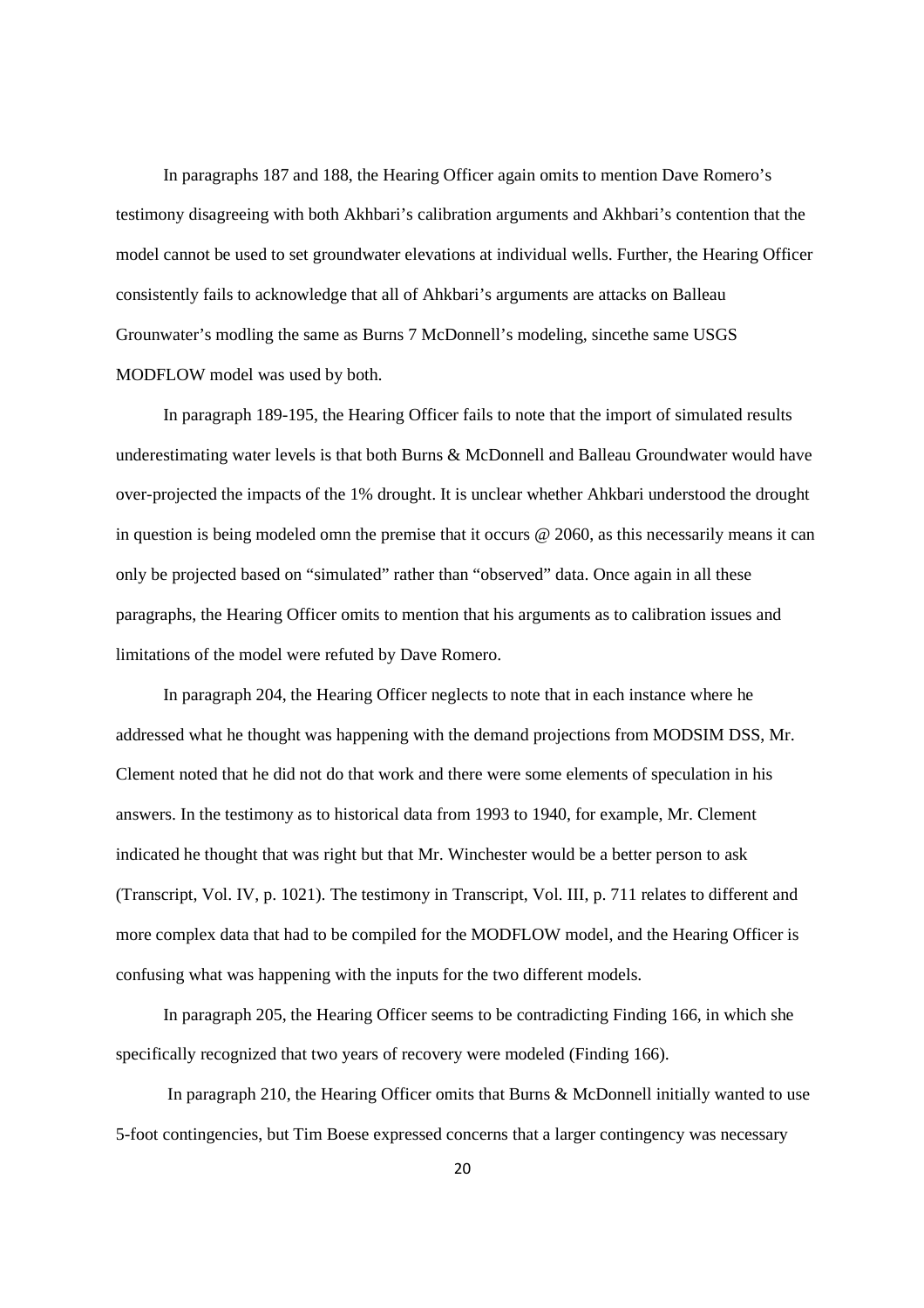In paragraphs 187 and 188, the Hearing Officer again omits to mention Dave Romero's testimony disagreeing with both Akhbari's calibration arguments and Akhbari's contention that the model cannot be used to set groundwater elevations at individual wells. Further, the Hearing Officer consistently fails to acknowledge that all of Ahkbari's arguments are attacks on Balleau Grounwater's modling the same as Burns 7 McDonnell's modeling, sincethe same USGS MODFLOW model was used by both.

In paragraph 189-195, the Hearing Officer fails to note that the import of simulated results underestimating water levels is that both Burns & McDonnell and Balleau Groundwater would have over-projected the impacts of the 1% drought. It is unclear whether Ahkbari understood the drought in question is being modeled omn the premise that it occurs @ 2060, as this necessarily means it can only be projected based on "simulated" rather than "observed" data. Once again in all these paragraphs, the Hearing Officer omits to mention that his arguments as to calibration issues and limitations of the model were refuted by Dave Romero.

In paragraph 204, the Hearing Officer neglects to note that in each instance where he addressed what he thought was happening with the demand projections from MODSIM DSS, Mr. Clement noted that he did not do that work and there were some elements of speculation in his answers. In the testimony as to historical data from 1993 to 1940, for example, Mr. Clement indicated he thought that was right but that Mr. Winchester would be a better person to ask (Transcript, Vol. IV, p. 1021). The testimony in Transcript, Vol. III, p. 711 relates to different and more complex data that had to be compiled for the MODFLOW model, and the Hearing Officer is confusing what was happening with the inputs for the two different models.

In paragraph 205, the Hearing Officer seems to be contradicting Finding 166, in which she specifically recognized that two years of recovery were modeled (Finding 166).

In paragraph 210, the Hearing Officer omits that Burns & McDonnell initially wanted to use 5-foot contingencies, but Tim Boese expressed concerns that a larger contingency was necessary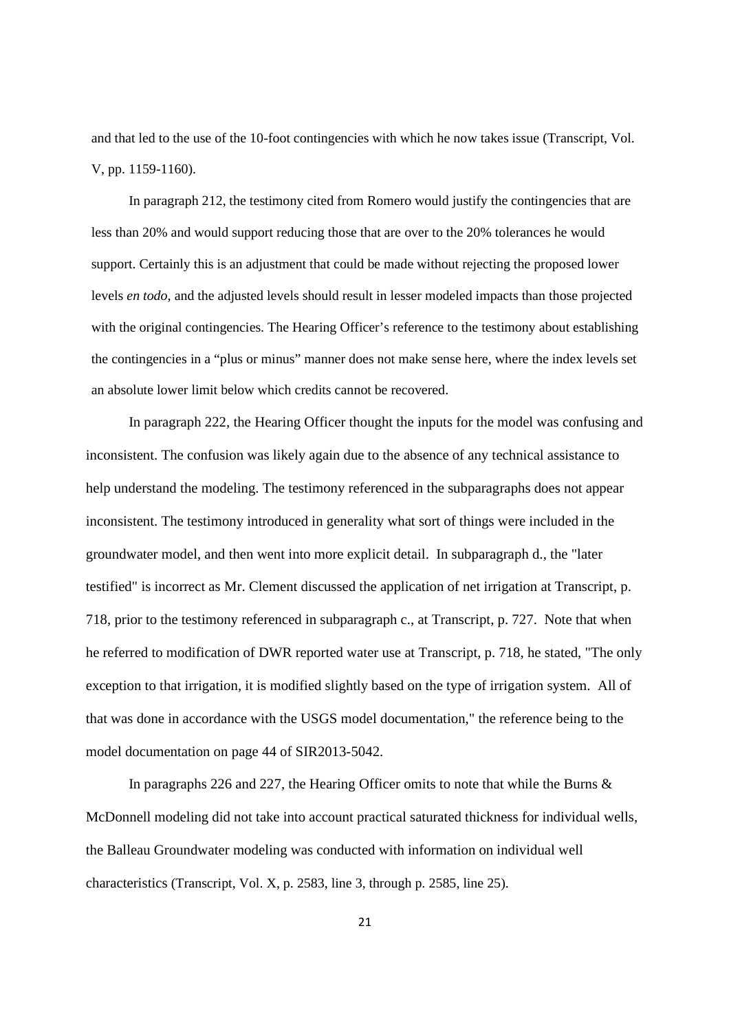and that led to the use of the 10-foot contingencies with which he now takes issue (Transcript, Vol. V, pp. 1159-1160).

In paragraph 212, the testimony cited from Romero would justify the contingencies that are less than 20% and would support reducing those that are over to the 20% tolerances he would support. Certainly this is an adjustment that could be made without rejecting the proposed lower levels *en todo*, and the adjusted levels should result in lesser modeled impacts than those projected with the original contingencies. The Hearing Officer's reference to the testimony about establishing the contingencies in a "plus or minus" manner does not make sense here, where the index levels set an absolute lower limit below which credits cannot be recovered.

In paragraph 222, the Hearing Officer thought the inputs for the model was confusing and inconsistent. The confusion was likely again due to the absence of any technical assistance to help understand the modeling. The testimony referenced in the subparagraphs does not appear inconsistent. The testimony introduced in generality what sort of things were included in the groundwater model, and then went into more explicit detail. In subparagraph d., the "later testified" is incorrect as Mr. Clement discussed the application of net irrigation at Transcript, p. 718, prior to the testimony referenced in subparagraph c., at Transcript, p. 727. Note that when he referred to modification of DWR reported water use at Transcript, p. 718, he stated, "The only exception to that irrigation, it is modified slightly based on the type of irrigation system. All of that was done in accordance with the USGS model documentation," the reference being to the model documentation on page 44 of SIR2013-5042.

In paragraphs 226 and 227, the Hearing Officer omits to note that while the Burns & McDonnell modeling did not take into account practical saturated thickness for individual wells, the Balleau Groundwater modeling was conducted with information on individual well characteristics (Transcript, Vol. X, p. 2583, line 3, through p. 2585, line 25).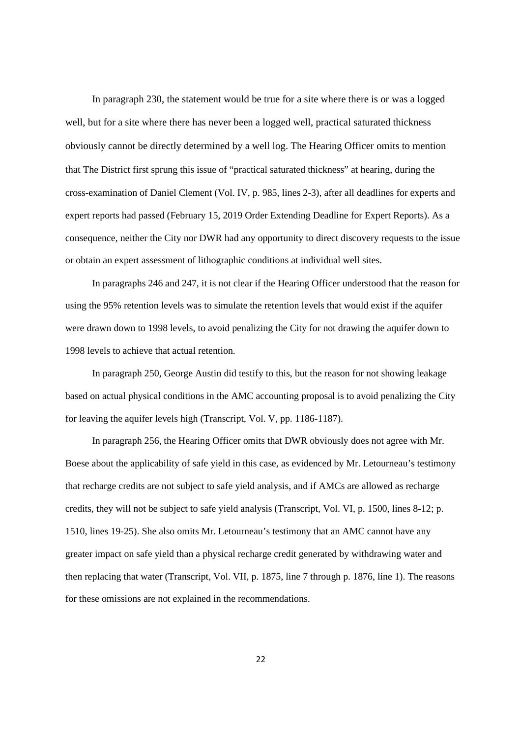In paragraph 230, the statement would be true for a site where there is or was a logged well, but for a site where there has never been a logged well, practical saturated thickness obviously cannot be directly determined by a well log. The Hearing Officer omits to mention that The District first sprung this issue of "practical saturated thickness" at hearing, during the cross-examination of Daniel Clement (Vol. IV, p. 985, lines 2-3), after all deadlines for experts and expert reports had passed (February 15, 2019 Order Extending Deadline for Expert Reports). As a consequence, neither the City nor DWR had any opportunity to direct discovery requests to the issue or obtain an expert assessment of lithographic conditions at individual well sites.

In paragraphs 246 and 247, it is not clear if the Hearing Officer understood that the reason for using the 95% retention levels was to simulate the retention levels that would exist if the aquifer were drawn down to 1998 levels, to avoid penalizing the City for not drawing the aquifer down to 1998 levels to achieve that actual retention.

In paragraph 250, George Austin did testify to this, but the reason for not showing leakage based on actual physical conditions in the AMC accounting proposal is to avoid penalizing the City for leaving the aquifer levels high (Transcript, Vol. V, pp. 1186-1187).

In paragraph 256, the Hearing Officer omits that DWR obviously does not agree with Mr. Boese about the applicability of safe yield in this case, as evidenced by Mr. Letourneau's testimony that recharge credits are not subject to safe yield analysis, and if AMCs are allowed as recharge credits, they will not be subject to safe yield analysis (Transcript, Vol. VI, p. 1500, lines 8-12; p. 1510, lines 19-25). She also omits Mr. Letourneau's testimony that an AMC cannot have any greater impact on safe yield than a physical recharge credit generated by withdrawing water and then replacing that water (Transcript, Vol. VII, p. 1875, line 7 through p. 1876, line 1). The reasons for these omissions are not explained in the recommendations.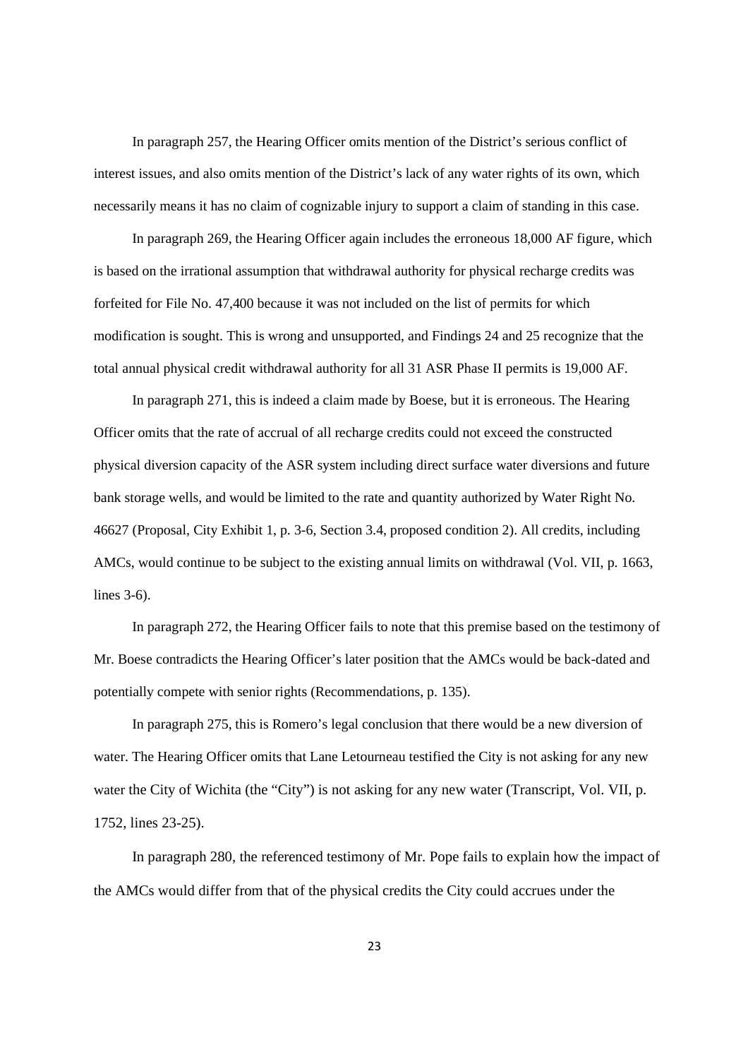In paragraph 257, the Hearing Officer omits mention of the District's serious conflict of interest issues, and also omits mention of the District's lack of any water rights of its own, which necessarily means it has no claim of cognizable injury to support a claim of standing in this case.

In paragraph 269, the Hearing Officer again includes the erroneous 18,000 AF figure, which is based on the irrational assumption that withdrawal authority for physical recharge credits was forfeited for File No. 47,400 because it was not included on the list of permits for which modification is sought. This is wrong and unsupported, and Findings 24 and 25 recognize that the total annual physical credit withdrawal authority for all 31 ASR Phase II permits is 19,000 AF.

In paragraph 271, this is indeed a claim made by Boese, but it is erroneous. The Hearing Officer omits that the rate of accrual of all recharge credits could not exceed the constructed physical diversion capacity of the ASR system including direct surface water diversions and future bank storage wells, and would be limited to the rate and quantity authorized by Water Right No. 46627 (Proposal, City Exhibit 1, p. 3-6, Section 3.4, proposed condition 2). All credits, including AMCs, would continue to be subject to the existing annual limits on withdrawal (Vol. VII, p. 1663, lines 3-6).

In paragraph 272, the Hearing Officer fails to note that this premise based on the testimony of Mr. Boese contradicts the Hearing Officer's later position that the AMCs would be back-dated and potentially compete with senior rights (Recommendations, p. 135).

In paragraph 275, this is Romero's legal conclusion that there would be a new diversion of water. The Hearing Officer omits that Lane Letourneau testified the City is not asking for any new water the City of Wichita (the "City") is not asking for any new water (Transcript, Vol. VII, p. 1752, lines 23-25).

In paragraph 280, the referenced testimony of Mr. Pope fails to explain how the impact of the AMCs would differ from that of the physical credits the City could accrues under the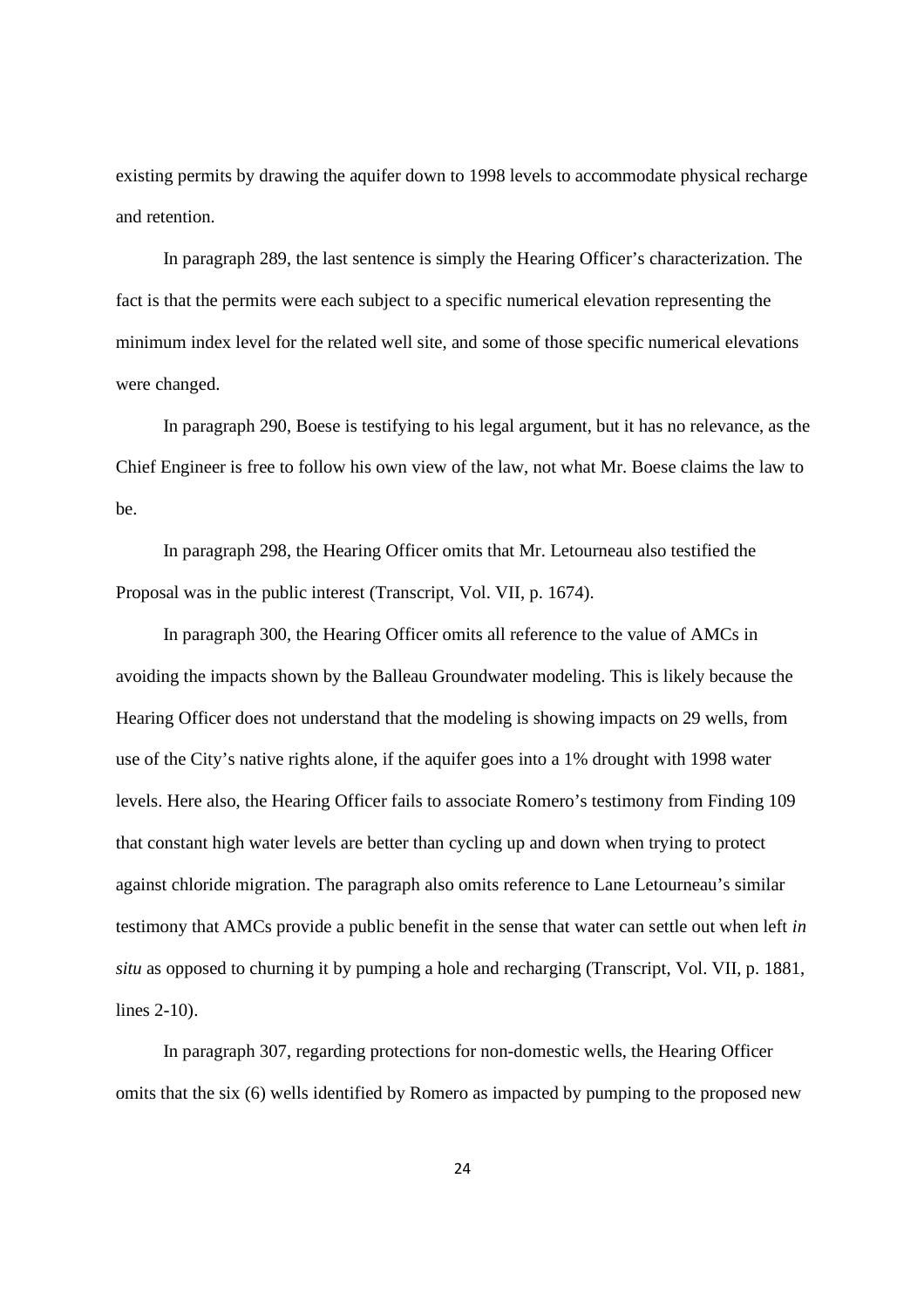existing permits by drawing the aquifer down to 1998 levels to accommodate physical recharge and retention.

In paragraph 289, the last sentence is simply the Hearing Officer's characterization. The fact is that the permits were each subject to a specific numerical elevation representing the minimum index level for the related well site, and some of those specific numerical elevations were changed.

In paragraph 290, Boese is testifying to his legal argument, but it has no relevance, as the Chief Engineer is free to follow his own view of the law, not what Mr. Boese claims the law to be.

In paragraph 298, the Hearing Officer omits that Mr. Letourneau also testified the Proposal was in the public interest (Transcript, Vol. VII, p. 1674).

In paragraph 300, the Hearing Officer omits all reference to the value of AMCs in avoiding the impacts shown by the Balleau Groundwater modeling. This is likely because the Hearing Officer does not understand that the modeling is showing impacts on 29 wells, from use of the City's native rights alone, if the aquifer goes into a 1% drought with 1998 water levels. Here also, the Hearing Officer fails to associate Romero's testimony from Finding 109 that constant high water levels are better than cycling up and down when trying to protect against chloride migration. The paragraph also omits reference to Lane Letourneau's similar testimony that AMCs provide a public benefit in the sense that water can settle out when left *in situ* as opposed to churning it by pumping a hole and recharging (Transcript, Vol. VII, p. 1881, lines 2-10).

In paragraph 307, regarding protections for non-domestic wells, the Hearing Officer omits that the six (6) wells identified by Romero as impacted by pumping to the proposed new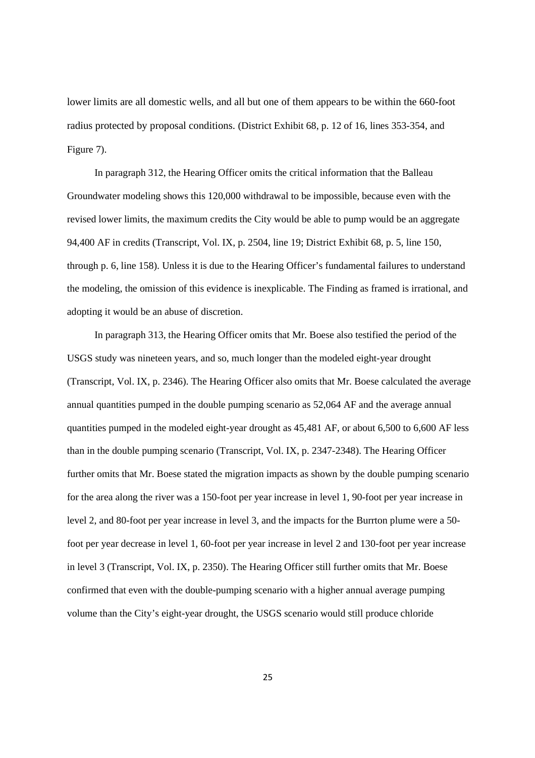lower limits are all domestic wells, and all but one of them appears to be within the 660-foot radius protected by proposal conditions. (District Exhibit 68, p. 12 of 16, lines 353-354, and Figure 7).

In paragraph 312, the Hearing Officer omits the critical information that the Balleau Groundwater modeling shows this 120,000 withdrawal to be impossible, because even with the revised lower limits, the maximum credits the City would be able to pump would be an aggregate 94,400 AF in credits (Transcript, Vol. IX, p. 2504, line 19; District Exhibit 68, p. 5, line 150, through p. 6, line 158). Unless it is due to the Hearing Officer's fundamental failures to understand the modeling, the omission of this evidence is inexplicable. The Finding as framed is irrational, and adopting it would be an abuse of discretion.

In paragraph 313, the Hearing Officer omits that Mr. Boese also testified the period of the USGS study was nineteen years, and so, much longer than the modeled eight-year drought (Transcript, Vol. IX, p. 2346). The Hearing Officer also omits that Mr. Boese calculated the average annual quantities pumped in the double pumping scenario as 52,064 AF and the average annual quantities pumped in the modeled eight-year drought as 45,481 AF, or about 6,500 to 6,600 AF less than in the double pumping scenario (Transcript, Vol. IX, p. 2347-2348). The Hearing Officer further omits that Mr. Boese stated the migration impacts as shown by the double pumping scenario for the area along the river was a 150-foot per year increase in level 1, 90-foot per year increase in level 2, and 80-foot per year increase in level 3, and the impacts for the Burrton plume were a 50-foot per year decrease in level 1, 60-foot per year increase in level 2 and 130-foot per year increase in level 3 (Transcript, Vol. IX, p. 2350). The Hearing Officer still further omits that Mr. Boese confirmed that even with the double-pumping scenario with a higher annual average pumping volume than the City's eight-year drought, the USGS scenario would still produce chloride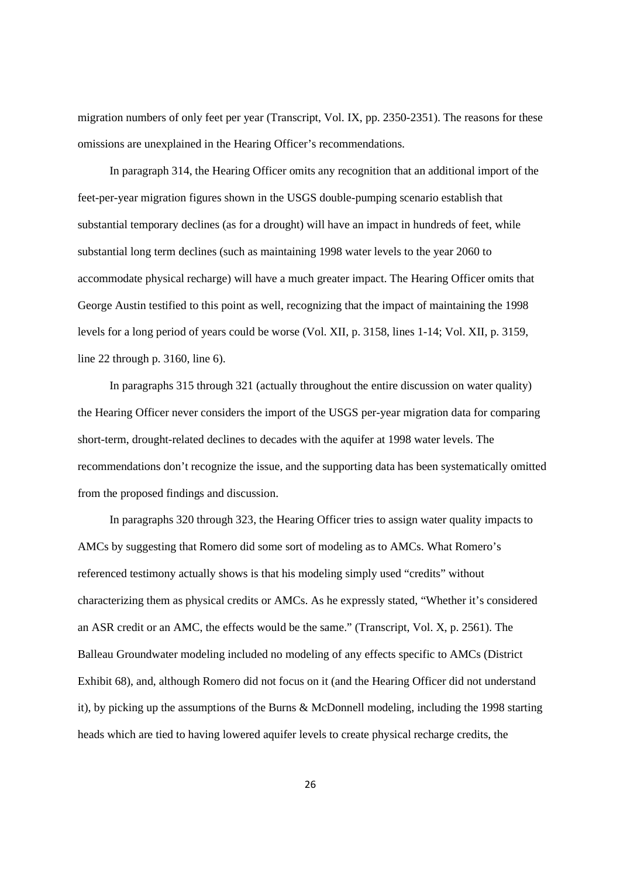migration numbers of only feet per year (Transcript, Vol. IX, pp. 2350-2351). The reasons for these omissions are unexplained in the Hearing Officer's recommendations.

In paragraph 314, the Hearing Officer omits any recognition that an additional import of the feet-per-year migration figures shown in the USGS double-pumping scenario establish that substantial temporary declines (as for a drought) will have an impact in hundreds of feet, while substantial long term declines (such as maintaining 1998 water levels to the year 2060 to accommodate physical recharge) will have a much greater impact. The Hearing Officer omits that George Austin testified to this point as well, recognizing that the impact of maintaining the 1998 levels for a long period of years could be worse (Vol. XII, p. 3158, lines 1-14; Vol. XII, p. 3159, line 22 through p. 3160, line 6).

In paragraphs 315 through 321 (actually throughout the entire discussion on water quality) the Hearing Officer never considers the import of the USGS per-year migration data for comparing short-term, drought-related declines to decades with the aquifer at 1998 water levels. The recommendations don't recognize the issue, and the supporting data has been systematically omitted from the proposed findings and discussion.

In paragraphs 320 through 323, the Hearing Officer tries to assign water quality impacts to AMCs by suggesting that Romero did some sort of modeling as to AMCs. What Romero's referenced testimony actually shows is that his modeling simply used "credits" without characterizing them as physical credits or AMCs. As he expressly stated, "Whether it's considered an ASR credit or an AMC, the effects would be the same." (Transcript, Vol. X, p. 2561). The Balleau Groundwater modeling included no modeling of any effects specific to AMCs (District Exhibit 68), and, although Romero did not focus on it (and the Hearing Officer did not understand it), by picking up the assumptions of the Burns & McDonnell modeling, including the 1998 starting heads which are tied to having lowered aquifer levels to create physical recharge credits, the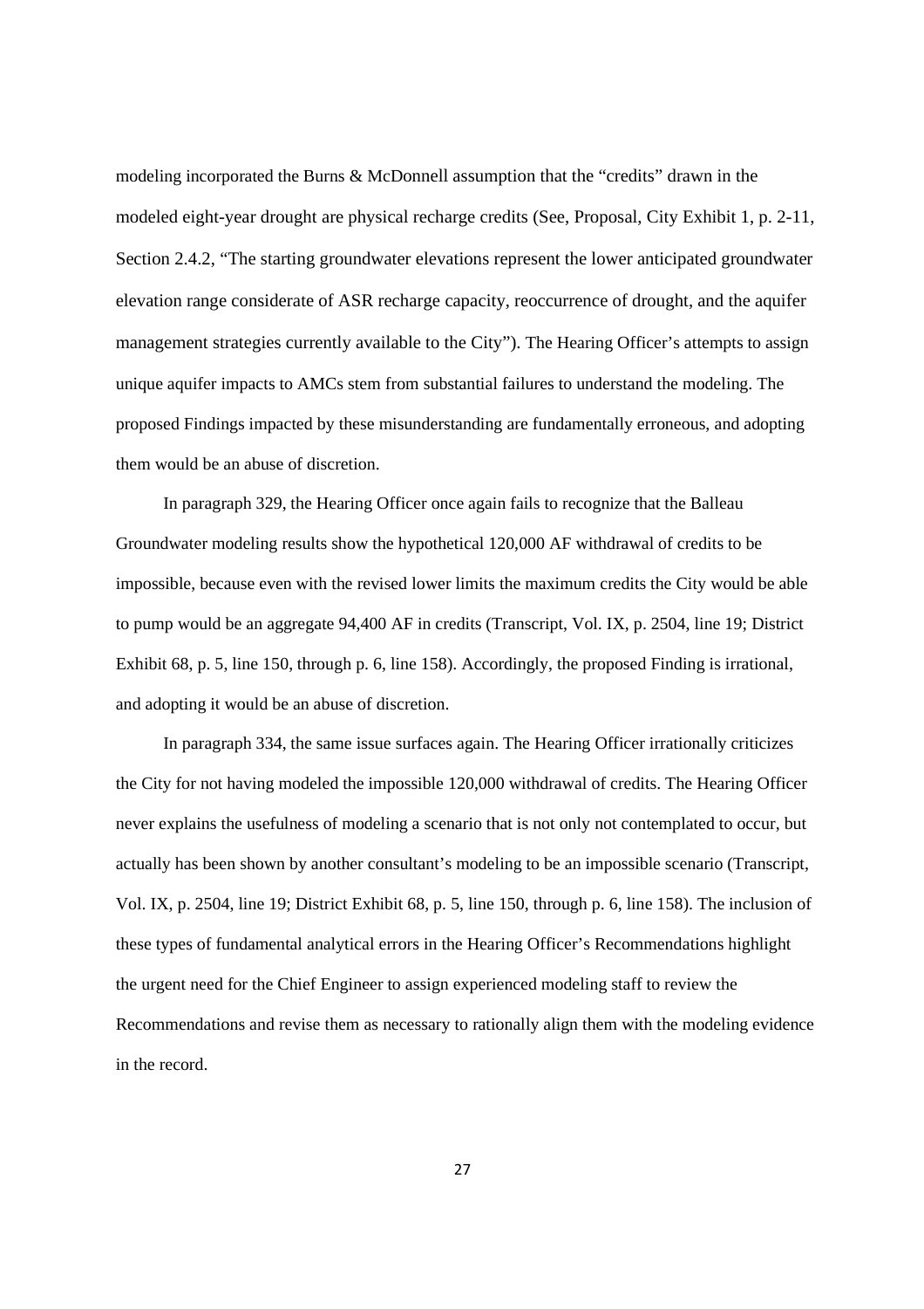modeling incorporated the Burns & McDonnell assumption that the "credits" drawn in the modeled eight-year drought are physical recharge credits (See, Proposal, City Exhibit 1, p. 2-11, Section 2.4.2, "The starting groundwater elevations represent the lower anticipated groundwater elevation range considerate of ASR recharge capacity, reoccurrence of drought, and the aquifer management strategies currently available to the City"). The Hearing Officer's attempts to assign unique aquifer impacts to AMCs stem from substantial failures to understand the modeling. The proposed Findings impacted by these misunderstanding are fundamentally erroneous, and adopting them would be an abuse of discretion.

In paragraph 329, the Hearing Officer once again fails to recognize that the Balleau Groundwater modeling results show the hypothetical 120,000 AF withdrawal of credits to be impossible, because even with the revised lower limits the maximum credits the City would be able to pump would be an aggregate 94,400 AF in credits (Transcript, Vol. IX, p. 2504, line 19; District Exhibit 68, p. 5, line 150, through p. 6, line 158). Accordingly, the proposed Finding is irrational, and adopting it would be an abuse of discretion.

In paragraph 334, the same issue surfaces again. The Hearing Officer irrationally criticizes the City for not having modeled the impossible 120,000 withdrawal of credits. The Hearing Officer never explains the usefulness of modeling a scenario that is not only not contemplated to occur, but actually has been shown by another consultant's modeling to be an impossible scenario (Transcript, Vol. IX, p. 2504, line 19; District Exhibit 68, p. 5, line 150, through p. 6, line 158). The inclusion of these types of fundamental analytical errors in the Hearing Officer's Recommendations highlight the urgent need for the Chief Engineer to assign experienced modeling staff to review the Recommendations and revise them as necessary to rationally align them with the modeling evidence in the record.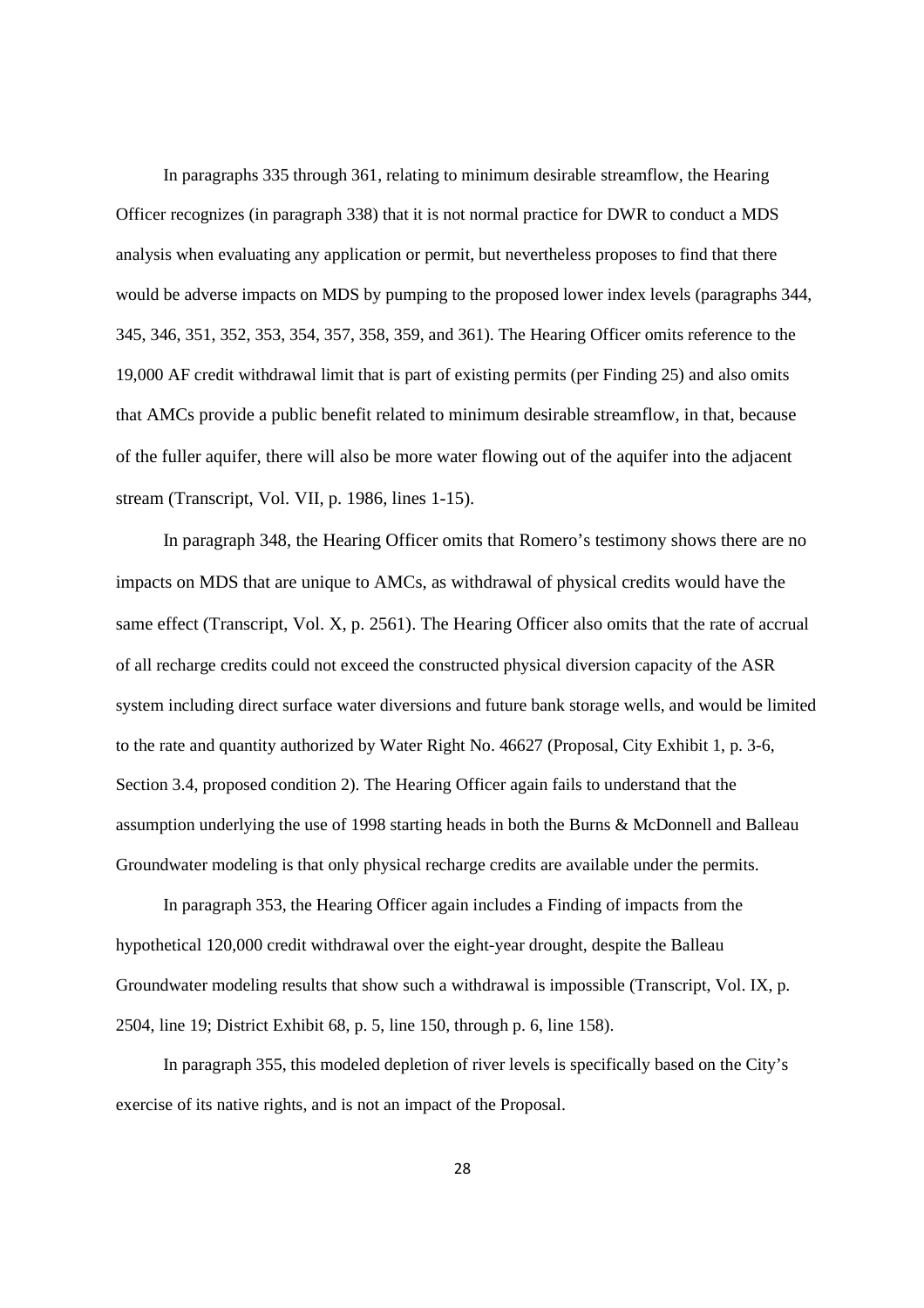In paragraphs 335 through 361, relating to minimum desirable streamflow, the Hearing Officer recognizes (in paragraph 338) that it is not normal practice for DWR to conduct a MDS analysis when evaluating any application or permit, but nevertheless proposes to find that there would be adverse impacts on MDS by pumping to the proposed lower index levels (paragraphs 344, 345, 346, 351, 352, 353, 354, 357, 358, 359, and 361). The Hearing Officer omits reference to the 19,000 AF credit withdrawal limit that is part of existing permits (per Finding 25) and also omits that AMCs provide a public benefit related to minimum desirable streamflow, in that, because of the fuller aquifer, there will also be more water flowing out of the aquifer into the adjacent stream (Transcript, Vol. VII, p. 1986, lines 1-15).

In paragraph 348, the Hearing Officer omits that Romero's testimony shows there are no impacts on MDS that are unique to AMCs, as withdrawal of physical credits would have the same effect (Transcript, Vol. X, p. 2561). The Hearing Officer also omits that the rate of accrual of all recharge credits could not exceed the constructed physical diversion capacity of the ASR system including direct surface water diversions and future bank storage wells, and would be limited to the rate and quantity authorized by Water Right No. 46627 (Proposal, City Exhibit 1, p. 3-6, Section 3.4, proposed condition 2). The Hearing Officer again fails to understand that the assumption underlying the use of 1998 starting heads in both the Burns & McDonnell and Balleau Groundwater modeling is that only physical recharge credits are available under the permits.

In paragraph 353, the Hearing Officer again includes a Finding of impacts from the hypothetical 120,000 credit withdrawal over the eight-year drought, despite the Balleau Groundwater modeling results that show such a withdrawal is impossible (Transcript, Vol. IX, p. 2504, line 19; District Exhibit 68, p. 5, line 150, through p. 6, line 158).

In paragraph 355, this modeled depletion of river levels is specifically based on the City's exercise of its native rights, and is not an impact of the Proposal.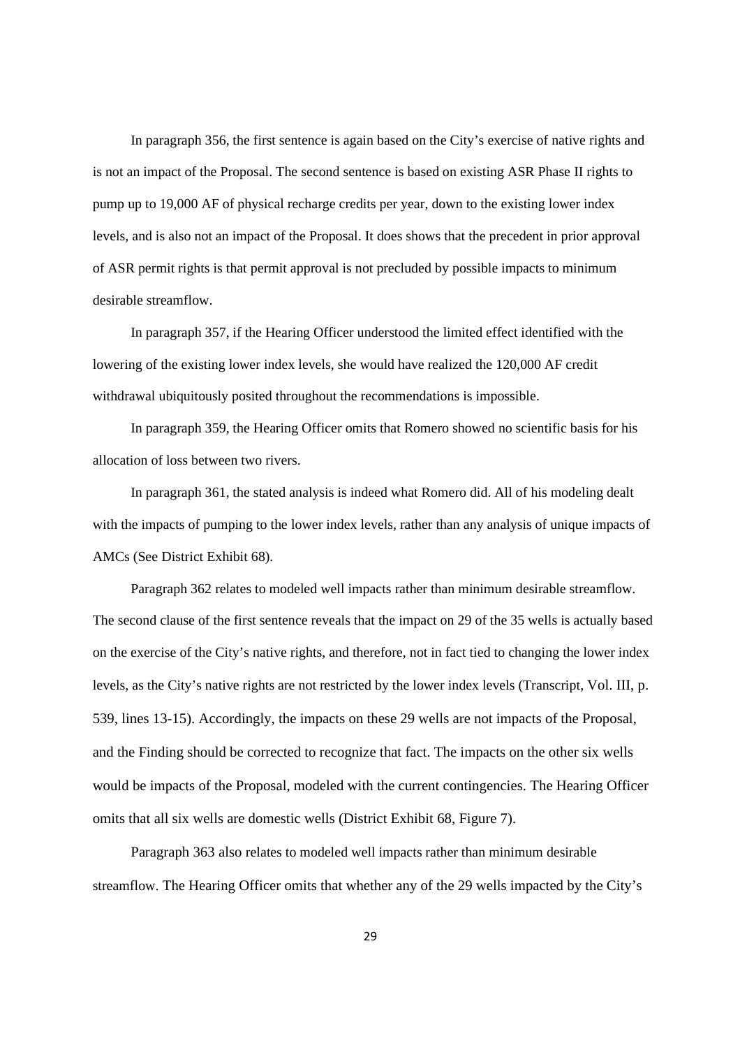In paragraph 356, the first sentence is again based on the City's exercise of native rights and is not an impact of the Proposal. The second sentence is based on existing ASR Phase II rights to pump up to 19,000 AF of physical recharge credits per year, down to the existing lower index levels, and is also not an impact of the Proposal. It does shows that the precedent in prior approval of ASR permit rights is that permit approval is not precluded by possible impacts to minimum desirable streamflow.

In paragraph 357, if the Hearing Officer understood the limited effect identified with the lowering of the existing lower index levels, she would have realized the 120,000 AF credit withdrawal ubiquitously posited throughout the recommendations is impossible.

In paragraph 359, the Hearing Officer omits that Romero showed no scientific basis for his allocation of loss between two rivers.

In paragraph 361, the stated analysis is indeed what Romero did. All of his modeling dealt with the impacts of pumping to the lower index levels, rather than any analysis of unique impacts of AMCs (See District Exhibit 68).

Paragraph 362 relates to modeled well impacts rather than minimum desirable streamflow. The second clause of the first sentence reveals that the impact on 29 of the 35 wells is actually based on the exercise of the City's native rights, and therefore, not in fact tied to changing the lower index levels, as the City's native rights are not restricted by the lower index levels (Transcript, Vol. III, p. 539, lines 13-15). Accordingly, the impacts on these 29 wells are not impacts of the Proposal, and the Finding should be corrected to recognize that fact. The impacts on the other six wells would be impacts of the Proposal, modeled with the current contingencies. The Hearing Officer omits that all six wells are domestic wells (District Exhibit 68, Figure 7).

Paragraph 363 also relates to modeled well impacts rather than minimum desirable streamflow. The Hearing Officer omits that whether any of the 29 wells impacted by the City's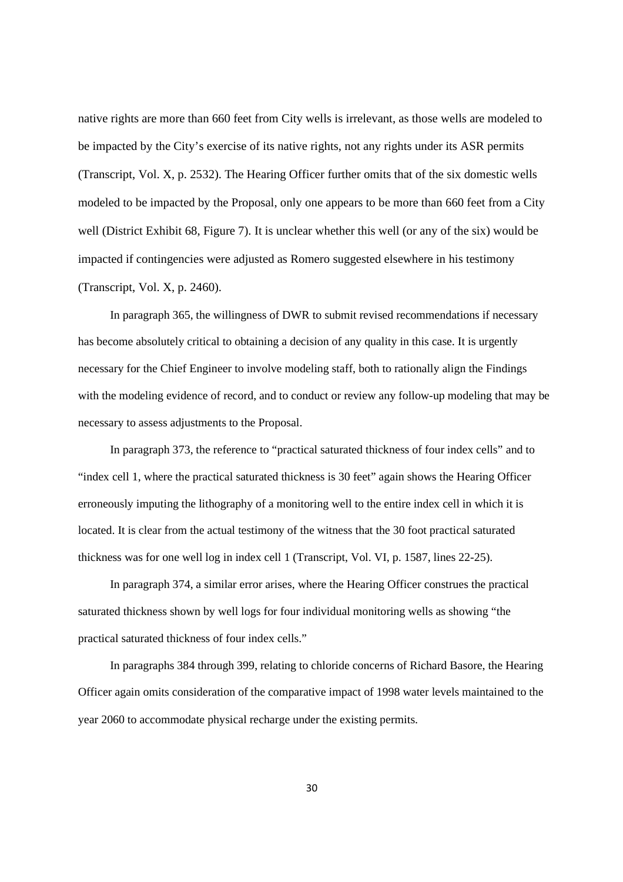native rights are more than 660 feet from City wells is irrelevant, as those wells are modeled to be impacted by the City's exercise of its native rights, not any rights under its ASR permits (Transcript, Vol. X, p. 2532). The Hearing Officer further omits that of the six domestic wells modeled to be impacted by the Proposal, only one appears to be more than 660 feet from a City well (District Exhibit 68, Figure 7). It is unclear whether this well (or any of the six) would be impacted if contingencies were adjusted as Romero suggested elsewhere in his testimony (Transcript, Vol. X, p. 2460).

In paragraph 365, the willingness of DWR to submit revised recommendations if necessary has become absolutely critical to obtaining a decision of any quality in this case. It is urgently necessary for the Chief Engineer to involve modeling staff, both to rationally align the Findings with the modeling evidence of record, and to conduct or review any follow-up modeling that may be necessary to assess adjustments to the Proposal.

In paragraph 373, the reference to "practical saturated thickness of four index cells" and to "index cell 1, where the practical saturated thickness is 30 feet" again shows the Hearing Officer erroneously imputing the lithography of a monitoring well to the entire index cell in which it is located. It is clear from the actual testimony of the witness that the 30 foot practical saturated thickness was for one well log in index cell 1 (Transcript, Vol. VI, p. 1587, lines 22-25).

In paragraph 374, a similar error arises, where the Hearing Officer construes the practical saturated thickness shown by well logs for four individual monitoring wells as showing "the practical saturated thickness of four index cells."

In paragraphs 384 through 399, relating to chloride concerns of Richard Basore, the Hearing Officer again omits consideration of the comparative impact of 1998 water levels maintained to the year 2060 to accommodate physical recharge under the existing permits.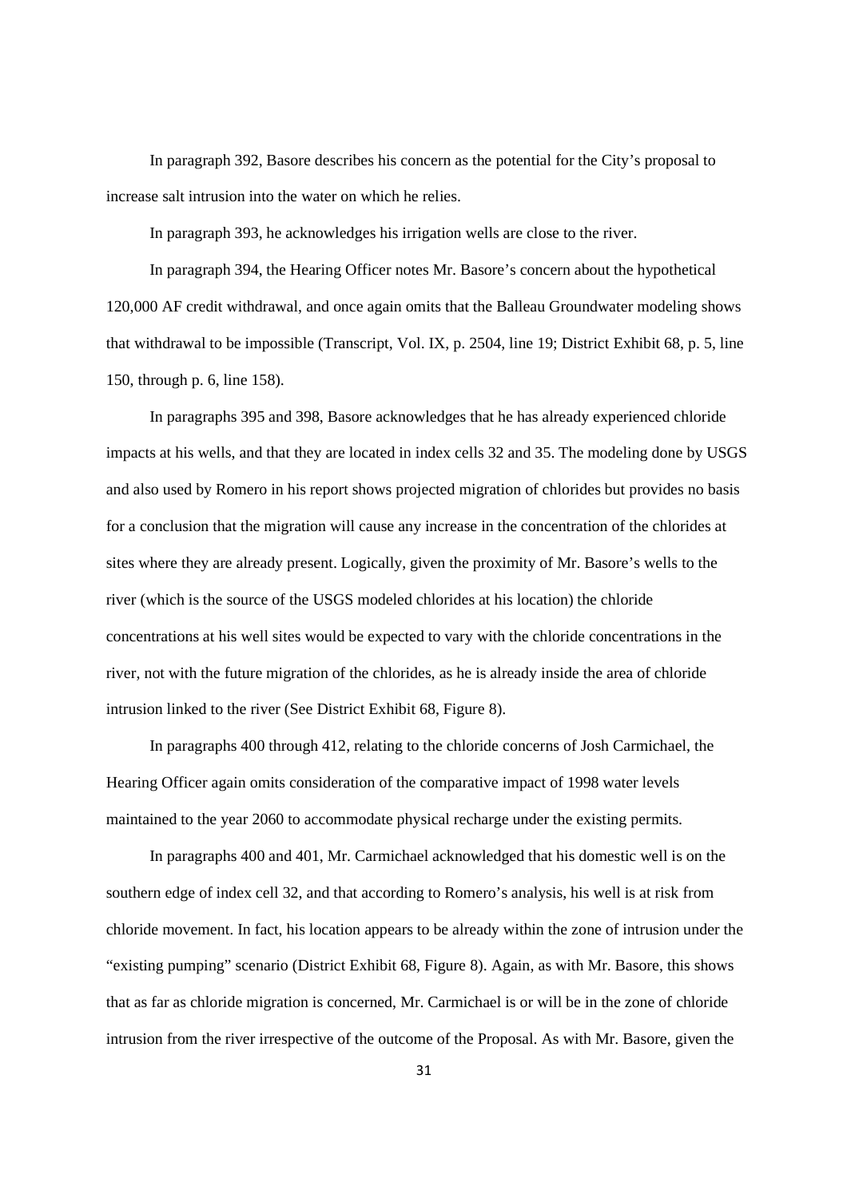In paragraph 392, Basore describes his concern as the potential for the City's proposal to increase salt intrusion into the water on which he relies.

In paragraph 393, he acknowledges his irrigation wells are close to the river.

In paragraph 394, the Hearing Officer notes Mr. Basore's concern about the hypothetical 120,000 AF credit withdrawal, and once again omits that the Balleau Groundwater modeling shows that withdrawal to be impossible (Transcript, Vol. IX, p. 2504, line 19; District Exhibit 68, p. 5, line 150, through p. 6, line 158).

In paragraphs 395 and 398, Basore acknowledges that he has already experienced chloride impacts at his wells, and that they are located in index cells 32 and 35. The modeling done by USGS and also used by Romero in his report shows projected migration of chlorides but provides no basis for a conclusion that the migration will cause any increase in the concentration of the chlorides at sites where they are already present. Logically, given the proximity of Mr. Basore's wells to the river (which is the source of the USGS modeled chlorides at his location) the chloride concentrations at his well sites would be expected to vary with the chloride concentrations in the river, not with the future migration of the chlorides, as he is already inside the area of chloride intrusion linked to the river (See District Exhibit 68, Figure 8).

In paragraphs 400 through 412, relating to the chloride concerns of Josh Carmichael, the Hearing Officer again omits consideration of the comparative impact of 1998 water levels maintained to the year 2060 to accommodate physical recharge under the existing permits.

In paragraphs 400 and 401, Mr. Carmichael acknowledged that his domestic well is on the southern edge of index cell 32, and that according to Romero's analysis, his well is at risk from chloride movement. In fact, his location appears to be already within the zone of intrusion under the "existing pumping" scenario (District Exhibit 68, Figure 8). Again, as with Mr. Basore, this shows that as far as chloride migration is concerned, Mr. Carmichael is or will be in the zone of chloride intrusion from the river irrespective of the outcome of the Proposal. As with Mr. Basore, given the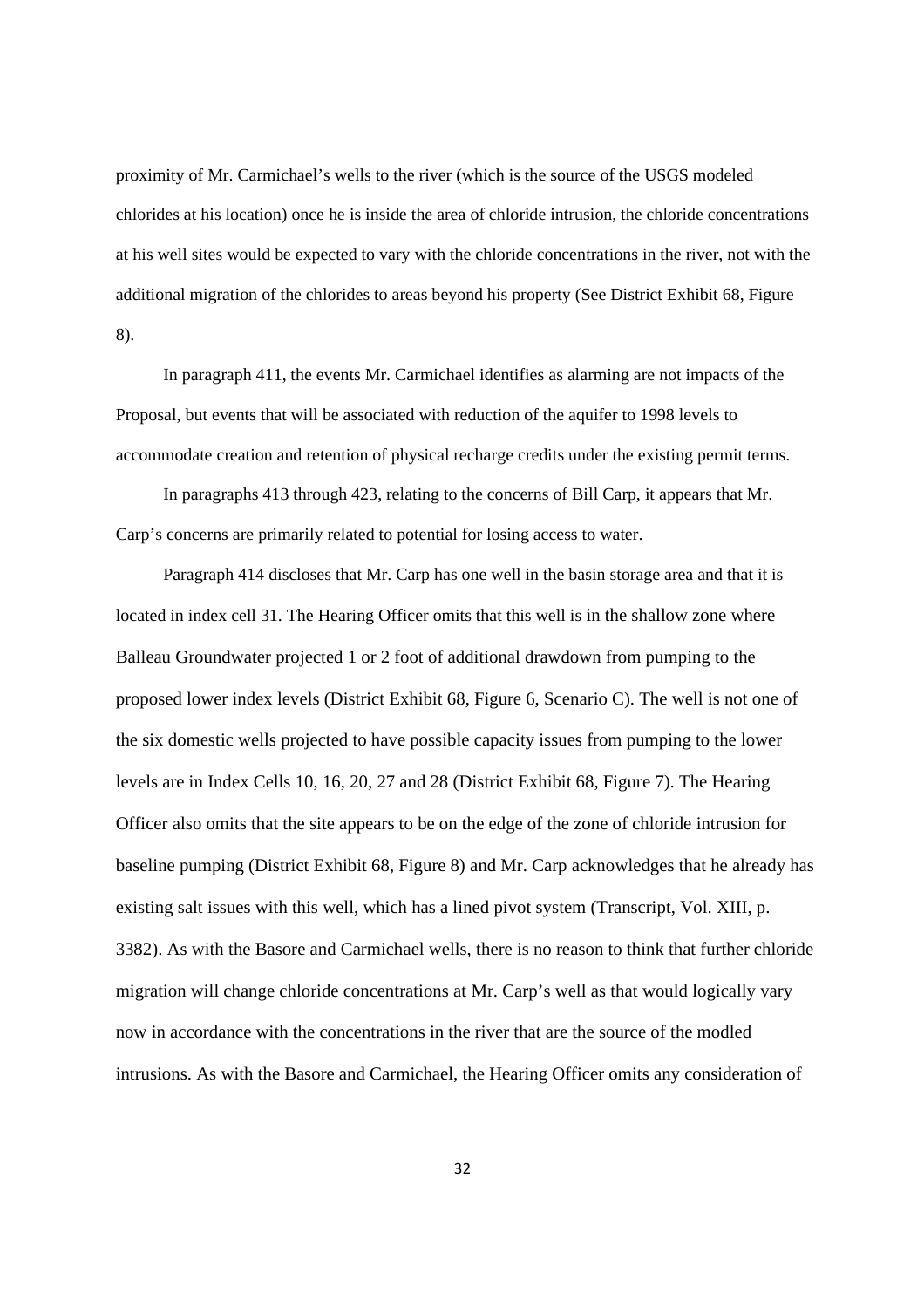proximity of Mr. Carmichael's wells to the river (which is the source of the USGS modeled chlorides at his location) once he is inside the area of chloride intrusion, the chloride concentrations at his well sites would be expected to vary with the chloride concentrations in the river, not with the additional migration of the chlorides to areas beyond his property (See District Exhibit 68, Figure 8).

In paragraph 411, the events Mr. Carmichael identifies as alarming are not impacts of the Proposal, but events that will be associated with reduction of the aquifer to 1998 levels to accommodate creation and retention of physical recharge credits under the existing permit terms.

In paragraphs 413 through 423, relating to the concerns of Bill Carp, it appears that Mr. Carp's concerns are primarily related to potential for losing access to water.

Paragraph 414 discloses that Mr. Carp has one well in the basin storage area and that it is located in index cell 31. The Hearing Officer omits that this well is in the shallow zone where Balleau Groundwater projected 1 or 2 foot of additional drawdown from pumping to the proposed lower index levels (District Exhibit 68, Figure 6, Scenario C). The well is not one of the six domestic wells projected to have possible capacity issues from pumping to the lower levels are in Index Cells 10, 16, 20, 27 and 28 (District Exhibit 68, Figure 7). The Hearing Officer also omits that the site appears to be on the edge of the zone of chloride intrusion for baseline pumping (District Exhibit 68, Figure 8) and Mr. Carp acknowledges that he already has existing salt issues with this well, which has a lined pivot system (Transcript, Vol. XIII, p. 3382). As with the Basore and Carmichael wells, there is no reason to think that further chloride migration will change chloride concentrations at Mr. Carp's well as that would logically vary now in accordance with the concentrations in the river that are the source of the modled intrusions. As with the Basore and Carmichael, the Hearing Officer omits any consideration of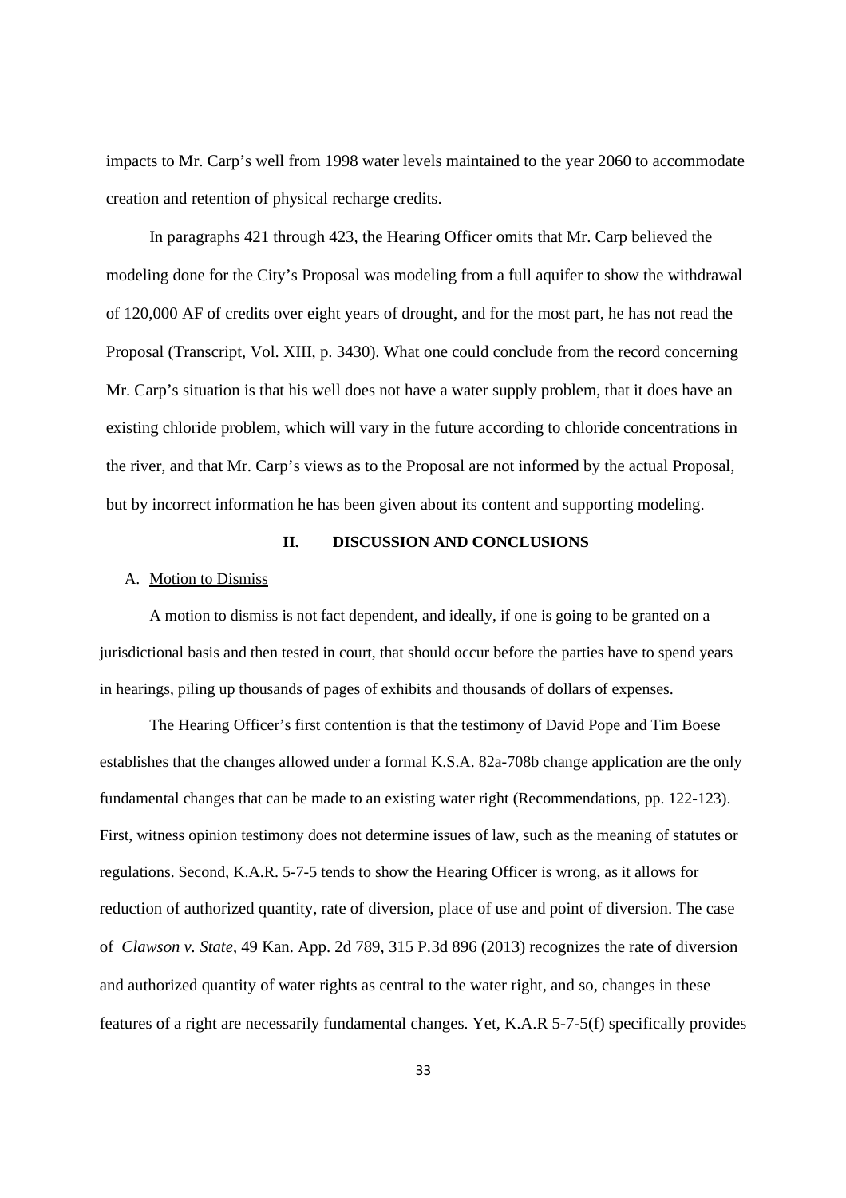impacts to Mr. Carp's well from 1998 water levels maintained to the year 2060 to accommodate creation and retention of physical recharge credits.

In paragraphs 421 through 423, the Hearing Officer omits that Mr. Carp believed the modeling done for the City's Proposal was modeling from a full aquifer to show the withdrawal of 120,000 AF of credits over eight years of drought, and for the most part, he has not read the Proposal (Transcript, Vol. XIII, p. 3430). What one could conclude from the record concerning Mr. Carp's situation is that his well does not have a water supply problem, that it does have an existing chloride problem, which will vary in the future according to chloride concentrations in the river, and that Mr. Carp's views as to the Proposal are not informed by the actual Proposal, but by incorrect information he has been given about its content and supporting modeling.

## II. DISCUSSION AND CONCLUSIONS

### A. Motion to Dismiss

A motion to dismiss is not fact dependent, and ideally, if one is going to be granted on a jurisdictional basis and then tested in court, that should occur before the parties have to spend years in hearings, piling up thousands of pages of exhibits and thousands of dollars of expenses.

The Hearing Officer's first contention is that the testimony of David Pope and Tim Boese establishes that the changes allowed under a formal K.S.A. 82a-708b change application are the only fundamental changes that can be made to an existing water right (Recommendations, pp. 122-123). First, witness opinion testimony does not determine issues of law, such as the meaning of statutes or regulations. Second, K.A.R. 5-7-5 tends to show the Hearing Officer is wrong, as it allows for reduction of authorized quantity, rate of diversion, place of use and point of diversion. The case of *Clawson v. State*, 49 Kan. App. 2d 789, 315 P.3d 896 (2013) recognizes the rate of diversion and authorized quantity of water rights as central to the water right, and so, changes in these features of a right are necessarily fundamental changes. Yet, K.A.R 5-7-5(f) specifically provides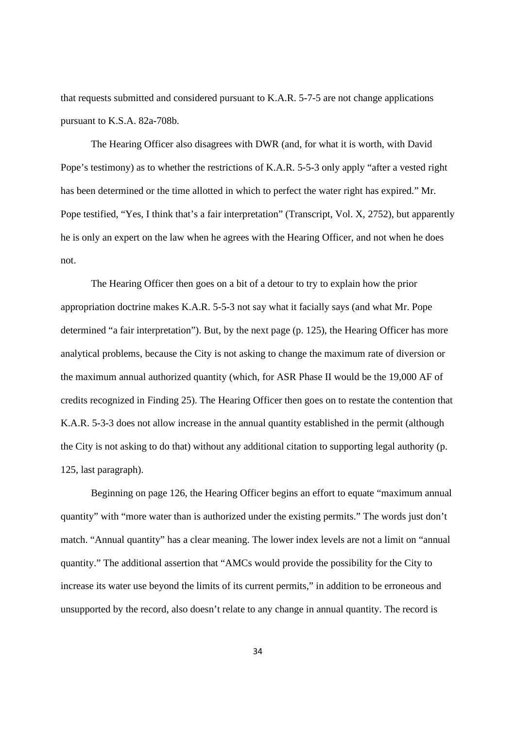that requests submitted and considered pursuant to K.A.R. 5-7-5 are not change applications pursuant to K.S.A. 82a-708b.

The Hearing Officer also disagrees with DWR (and, for what it is worth, with David Pope's testimony) as to whether the restrictions of K.A.R. 5-5-3 only apply "after a vested right has been determined or the time allotted in which to perfect the water right has expired." Mr. Pope testified, "Yes, I think that's a fair interpretation" (Transcript, Vol. X, 2752), but apparently he is only an expert on the law when he agrees with the Hearing Officer, and not when he does not.

The Hearing Officer then goes on a bit of a detour to try to explain how the prior appropriation doctrine makes K.A.R. 5-5-3 not say what it facially says (and what Mr. Pope determined "a fair interpretation"). But, by the next page (p. 125), the Hearing Officer has more analytical problems, because the City is not asking to change the maximum rate of diversion or the maximum annual authorized quantity (which, for ASR Phase II would be the 19,000 AF of credits recognized in Finding 25). The Hearing Officer then goes on to restate the contention that K.A.R. 5-3-3 does not allow increase in the annual quantity established in the permit (although the City is not asking to do that) without any additional citation to supporting legal authority (p. 125, last paragraph).

Beginning on page 126, the Hearing Officer begins an effort to equate "maximum annual quantity" with "more water than is authorized under the existing permits." The words just don't match. "Annual quantity" has a clear meaning. The lower index levels are not a limit on "annual quantity." The additional assertion that "AMCs would provide the possibility for the City to increase its water use beyond the limits of its current permits," in addition to be erroneous and unsupported by the record, also doesn't relate to any change in annual quantity. The record is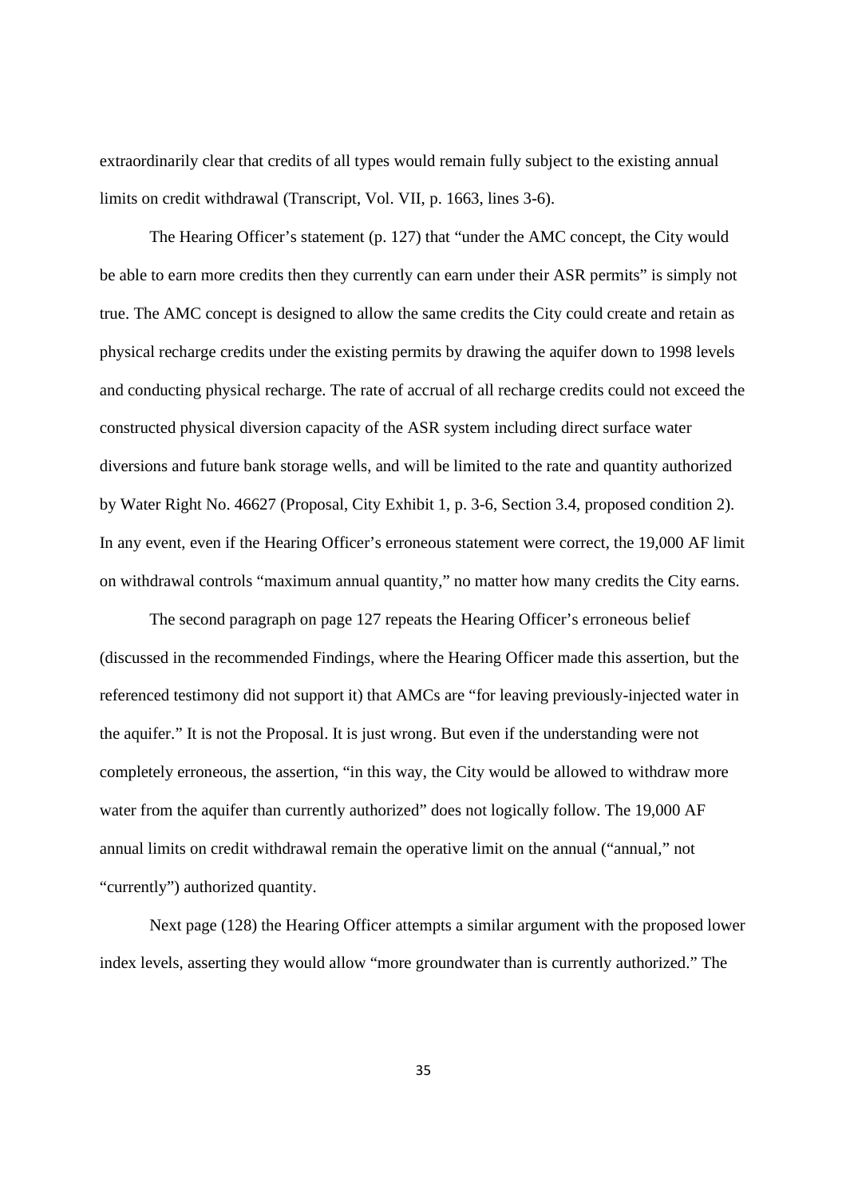extraordinarily clear that credits of all types would remain fully subject to the existing annual limits on credit withdrawal (Transcript, Vol. VII, p. 1663, lines 3-6).

The Hearing Officer's statement (p. 127) that "under the AMC concept, the City would be able to earn more credits then they currently can earn under their ASR permits" is simply not true. The AMC concept is designed to allow the same credits the City could create and retain as physical recharge credits under the existing permits by drawing the aquifer down to 1998 levels and conducting physical recharge. The rate of accrual of all recharge credits could not exceed the constructed physical diversion capacity of the ASR system including direct surface water diversions and future bank storage wells, and will be limited to the rate and quantity authorized by Water Right No. 46627 (Proposal, City Exhibit 1, p. 3-6, Section 3.4, proposed condition 2). In any event, even if the Hearing Officer's erroneous statement were correct, the 19,000 AF limit on withdrawal controls "maximum annual quantity," no matter how many credits the City earns.

The second paragraph on page 127 repeats the Hearing Officer's erroneous belief (discussed in the recommended Findings, where the Hearing Officer made this assertion, but the referenced testimony did not support it) that AMCs are "for leaving previously-injected water in the aquifer." It is not the Proposal. It is just wrong. But even if the understanding were not completely erroneous, the assertion, "in this way, the City would be allowed to withdraw more water from the aquifer than currently authorized" does not logically follow. The 19,000 AF annual limits on credit withdrawal remain the operative limit on the annual ("annual," not "currently") authorized quantity.

Next page (128) the Hearing Officer attempts a similar argument with the proposed lower index levels, asserting they would allow "more groundwater than is currently authorized." The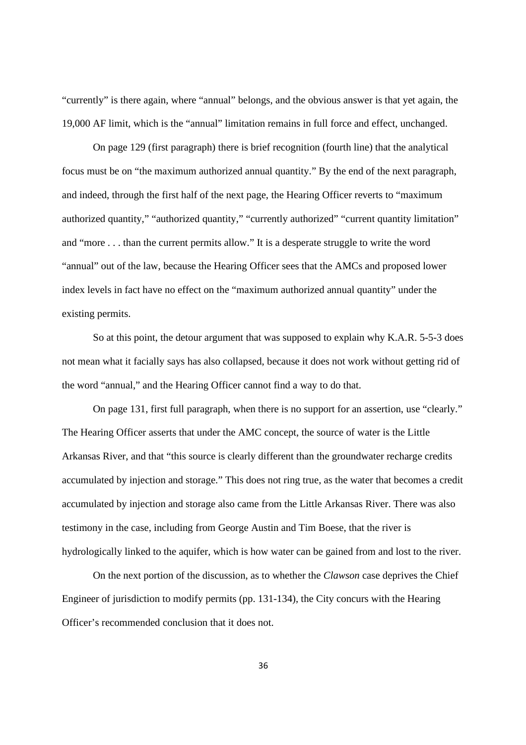"currently" is there again, where "annual" belongs, and the obvious answer is that yet again, the 19,000 AF limit, which is the "annual" limitation remains in full force and effect, unchanged.

On page 129 (first paragraph) there is brief recognition (fourth line) that the analytical focus must be on "the maximum authorized annual quantity." By the end of the next paragraph, and indeed, through the first half of the next page, the Hearing Officer reverts to "maximum authorized quantity," "authorized quantity," "currently authorized" "current quantity limitation" and "more . . . than the current permits allow." It is a desperate struggle to write the word "annual" out of the law, because the Hearing Officer sees that the AMCs and proposed lower index levels in fact have no effect on the "maximum authorized annual quantity" under the existing permits.

So at this point, the detour argument that was supposed to explain why K.A.R. 5-5-3 does not mean what it facially says has also collapsed, because it does not work without getting rid of the word "annual," and the Hearing Officer cannot find a way to do that.

On page 131, first full paragraph, when there is no support for an assertion, use "clearly." The Hearing Officer asserts that under the AMC concept, the source of water is the Little Arkansas River, and that "this source is clearly different than the groundwater recharge credits accumulated by injection and storage." This does not ring true, as the water that becomes a credit accumulated by injection and storage also came from the Little Arkansas River. There was also testimony in the case, including from George Austin and Tim Boese, that the river is hydrologically linked to the aquifer, which is how water can be gained from and lost to the river.

On the next portion of the discussion, as to whether the *Clawson* case deprives the Chief Engineer of jurisdiction to modify permits (pp. 131-134), the City concurs with the Hearing Officer's recommended conclusion that it does not.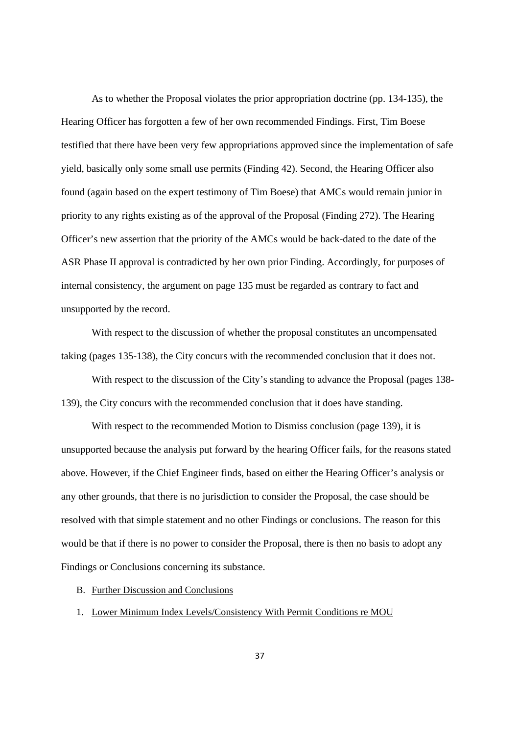As to whether the Proposal violates the prior appropriation doctrine (pp. 134-135), the Hearing Officer has forgotten a few of her own recommended Findings. First, Tim Boese testified that there have been very few appropriations approved since the implementation of safe yield, basically only some small use permits (Finding 42). Second, the Hearing Officer also found (again based on the expert testimony of Tim Boese) that AMCs would remain junior in priority to any rights existing as of the approval of the Proposal (Finding 272). The Hearing Officer's new assertion that the priority of the AMCs would be back-dated to the date of the ASR Phase II approval is contradicted by her own prior Finding. Accordingly, for purposes of internal consistency, the argument on page 135 must be regarded as contrary to fact and unsupported by the record.

With respect to the discussion of whether the proposal constitutes an uncompensated taking (pages 135-138), the City concurs with the recommended conclusion that it does not.

With respect to the discussion of the City's standing to advance the Proposal (pages 138-139), the City concurs with the recommended conclusion that it does have standing.

With respect to the recommended Motion to Dismiss conclusion (page 139), it is unsupported because the analysis put forward by the hearing Officer fails, for the reasons stated above. However, if the Chief Engineer finds, based on either the Hearing Officer's analysis or any other grounds, that there is no jurisdiction to consider the Proposal, the case should be resolved with that simple statement and no other Findings or conclusions. The reason for this would be that if there is no power to consider the Proposal, there is then no basis to adopt any Findings or Conclusions concerning its substance.

B. <u>Further Discussion and Conclusions</u>

1. <u>Lower Minimum Index Levels/Consistency With Permit Conditions re MOU</u>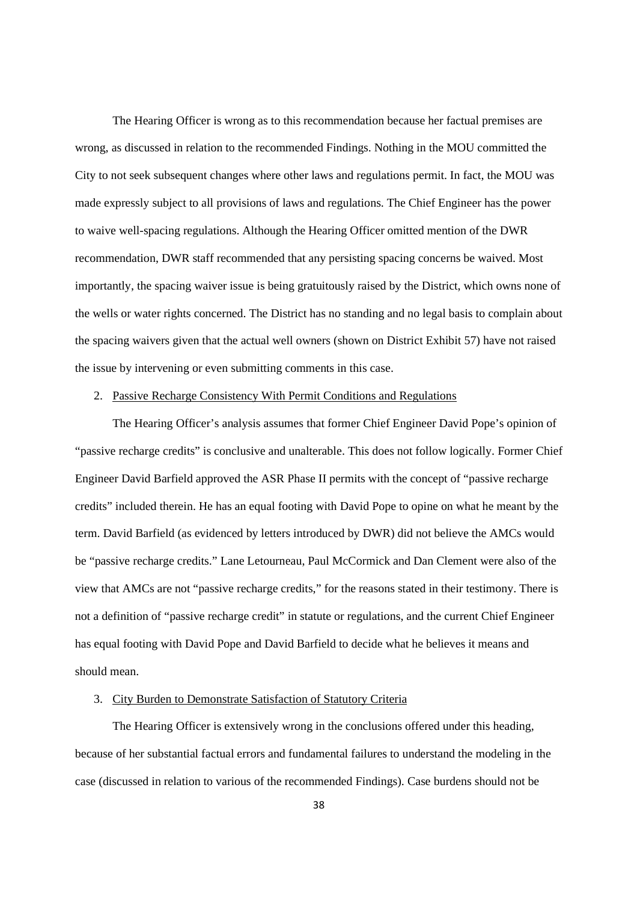The Hearing Officer is wrong as to this recommendation because her factual premises are wrong, as discussed in relation to the recommended Findings. Nothing in the MOU committed the City to not seek subsequent changes where other laws and regulations permit. In fact, the MOU was made expressly subject to all provisions of laws and regulations. The Chief Engineer has the power to waive well-spacing regulations. Although the Hearing Officer omitted mention of the DWR recommendation, DWR staff recommended that any persisting spacing concerns be waived. Most importantly, the spacing waiver issue is being gratuitously raised by the District, which owns none of the wells or water rights concerned. The District has no standing and no legal basis to complain about the spacing waivers given that the actual well owners (shown on District Exhibit 57) have not raised the issue by intervening or even submitting comments in this case.

2. <u>Passive Recharge Consistency With Permit Conditions and Regulations</u>

The Hearing Officer's analysis assumes that former Chief Engineer David Pope's opinion of "passive recharge credits" is conclusive and unalterable. This does not follow logically. Former Chief Engineer David Barfield approved the ASR Phase II permits with the concept of "passive recharge credits" included therein. He has an equal footing with David Pope to opine on what he meant by the term. David Barfield (as evidenced by letters introduced by DWR) did not believe the AMCs would be "passive recharge credits." Lane Letourneau, Paul McCormick and Dan Clement were also of the view that AMCs are not "passive recharge credits," for the reasons stated in their testimony. There is not a definition of "passive recharge credit" in statute or regulations, and the current Chief Engineer has equal footing with David Pope and David Barfield to decide what he believes it means and should mean.

3. <u>City Burden to Demonstrate Satisfaction of Statutory Criteria</u>

The Hearing Officer is extensively wrong in the conclusions offered under this heading, because of her substantial factual errors and fundamental failures to understand the modeling in the case (discussed in relation to various of the recommended Findings). Case burdens should not be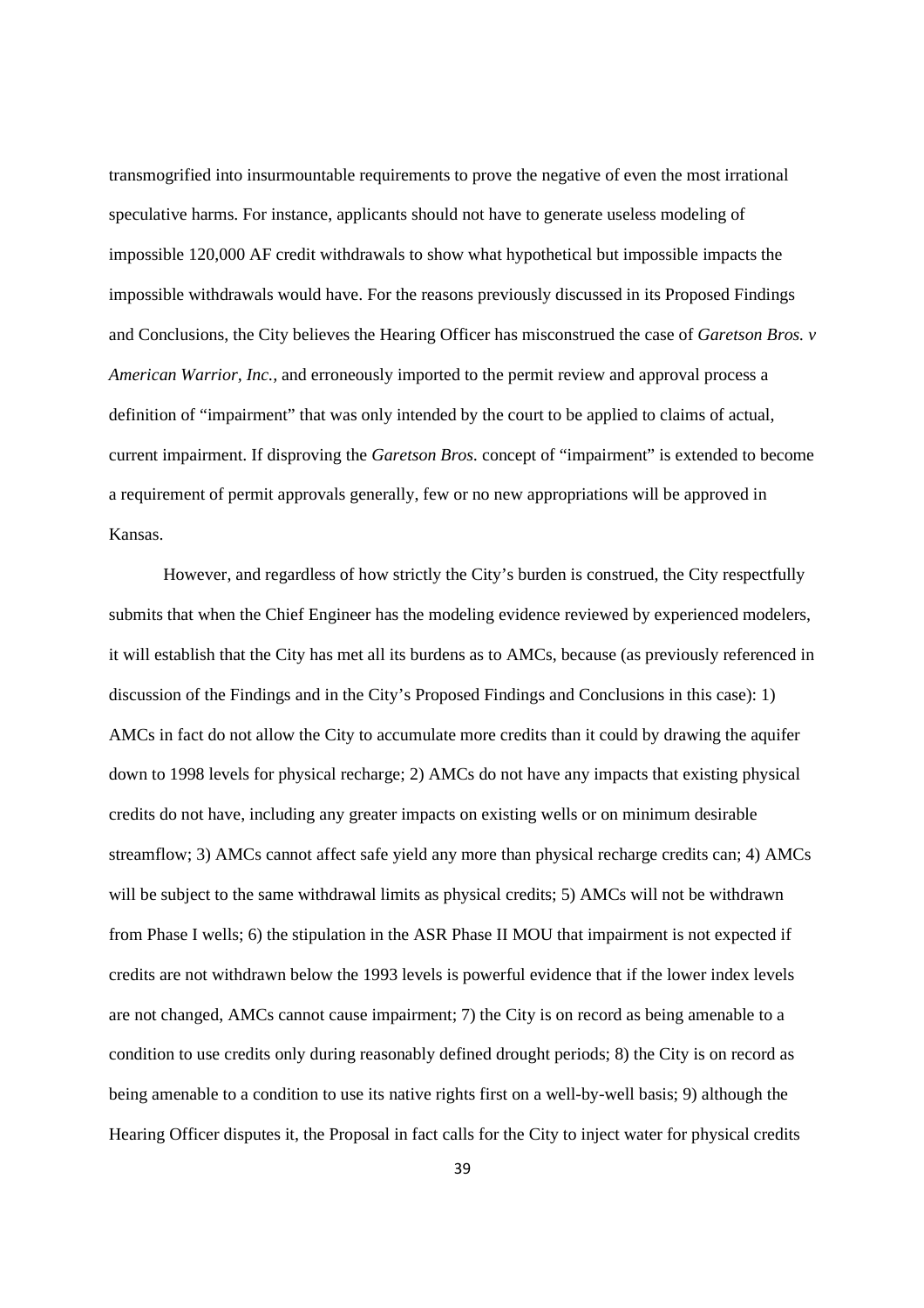transmogrified into insurmountable requirements to prove the negative of even the most irrational speculative harms. For instance, applicants should not have to generate useless modeling of impossible 120,000 AF credit withdrawals to show what hypothetical but impossible impacts the impossible withdrawals would have. For the reasons previously discussed in its Proposed Findings and Conclusions, the City believes the Hearing Officer has misconstrued the case of *Garetson Bros. v American Warrior, Inc.*, and erroneously imported to the permit review and approval process a definition of "impairment" that was only intended by the court to be applied to claims of actual, current impairment. If disproving the *Garetson Bros.* concept of "impairment" is extended to become a requirement of permit approvals generally, few or no new appropriations will be approved in Kansas.

However, and regardless of how strictly the City's burden is construed, the City respectfully submits that when the Chief Engineer has the modeling evidence reviewed by experienced modelers, it will establish that the City has met all its burdens as to AMCs, because (as previously referenced in discussion of the Findings and in the City's Proposed Findings and Conclusions in this case): 1) AMCs in fact do not allow the City to accumulate more credits than it could by drawing the aquifer down to 1998 levels for physical recharge; 2) AMCs do not have any impacts that existing physical credits do not have, including any greater impacts on existing wells or on minimum desirable streamflow; 3) AMCs cannot affect safe yield any more than physical recharge credits can; 4) AMCs will be subject to the same withdrawal limits as physical credits; 5) AMCs will not be withdrawn from Phase I wells; 6) the stipulation in the ASR Phase II MOU that impairment is not expected if credits are not withdrawn below the 1993 levels is powerful evidence that if the lower index levels are not changed, AMCs cannot cause impairment; 7) the City is on record as being amenable to a condition to use credits only during reasonably defined drought periods; 8) the City is on record as being amenable to a condition to use its native rights first on a well-by-well basis; 9) although the Hearing Officer disputes it, the Proposal in fact calls for the City to inject water for physical credits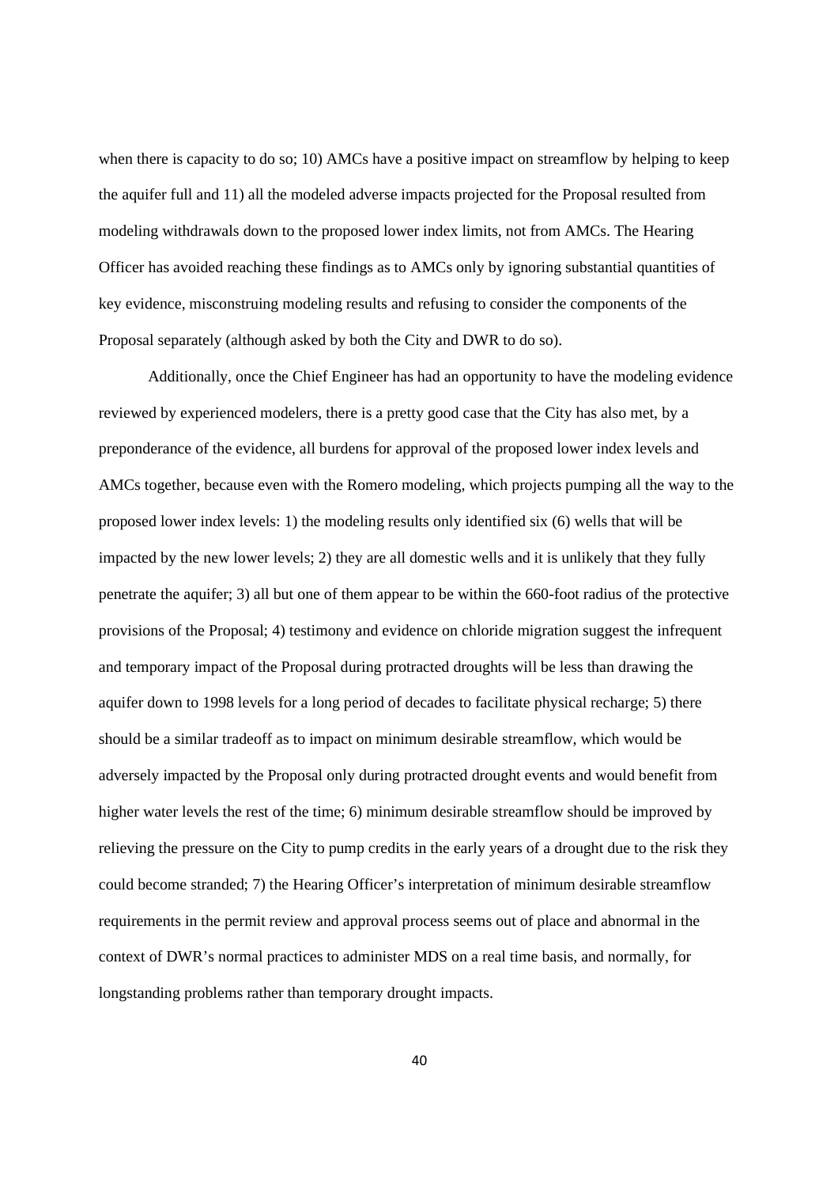when there is capacity to do so; 10) AMCs have a positive impact on streamflow by helping to keep the aquifer full and 11) all the modeled adverse impacts projected for the Proposal resulted from modeling withdrawals down to the proposed lower index limits, not from AMCs. The Hearing Officer has avoided reaching these findings as to AMCs only by ignoring substantial quantities of key evidence, misconstruing modeling results and refusing to consider the components of the Proposal separately (although asked by both the City and DWR to do so).

Additionally, once the Chief Engineer has had an opportunity to have the modeling evidence reviewed by experienced modelers, there is a pretty good case that the City has also met, by a preponderance of the evidence, all burdens for approval of the proposed lower index levels and AMCs together, because even with the Romero modeling, which projects pumping all the way to the proposed lower index levels: 1) the modeling results only identified six (6) wells that will be impacted by the new lower levels; 2) they are all domestic wells and it is unlikely that they fully penetrate the aquifer; 3) all but one of them appear to be within the 660-foot radius of the protective provisions of the Proposal; 4) testimony and evidence on chloride migration suggest the infrequent and temporary impact of the Proposal during protracted droughts will be less than drawing the aquifer down to 1998 levels for a long period of decades to facilitate physical recharge; 5) there should be a similar tradeoff as to impact on minimum desirable streamflow, which would be adversely impacted by the Proposal only during protracted drought events and would benefit from higher water levels the rest of the time; 6) minimum desirable streamflow should be improved by relieving the pressure on the City to pump credits in the early years of a drought due to the risk they could become stranded; 7) the Hearing Officer's interpretation of minimum desirable streamflow requirements in the permit review and approval process seems out of place and abnormal in the context of DWR's normal practices to administer MDS on a real time basis, and normally, for longstanding problems rather than temporary drought impacts.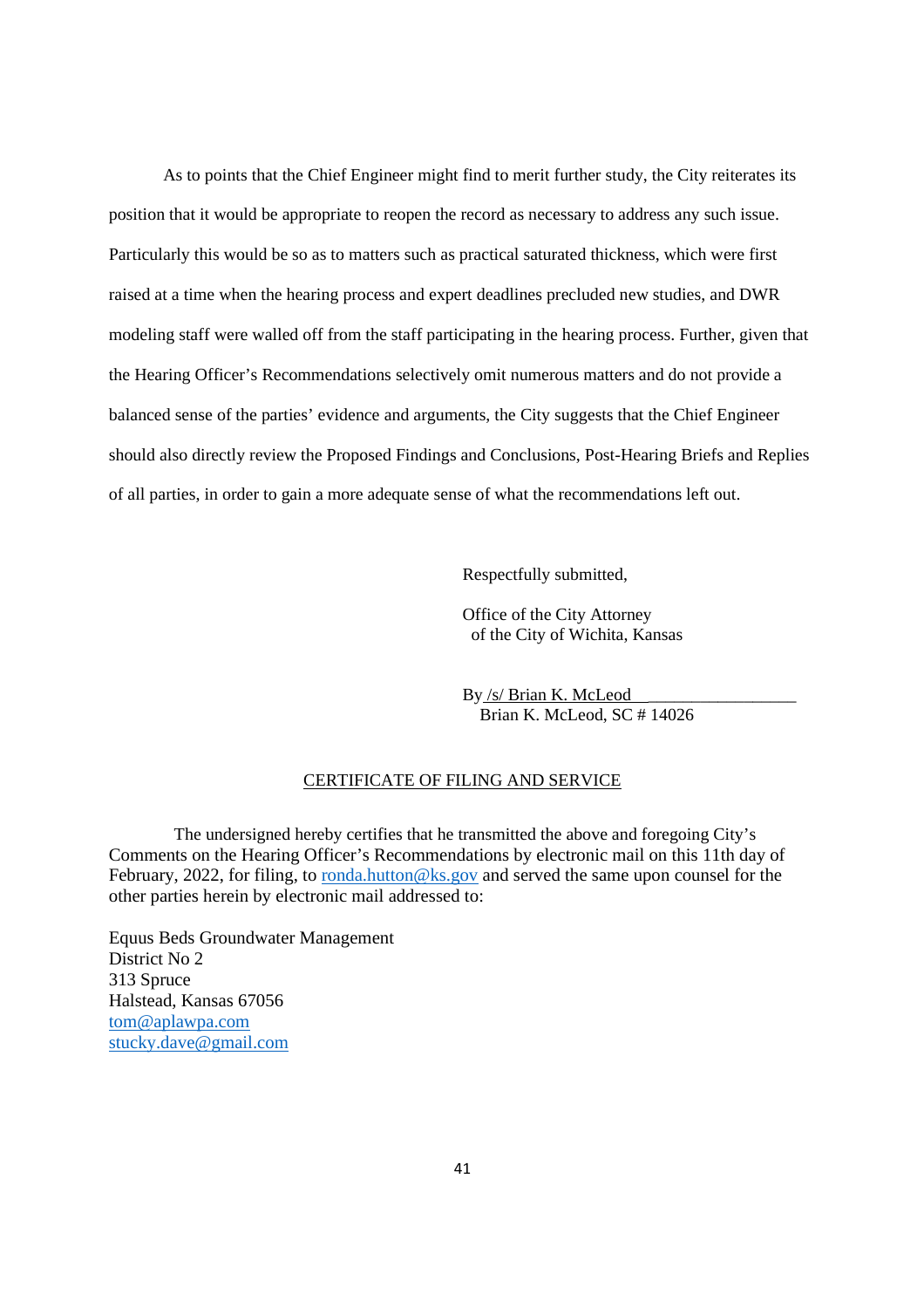As to points that the Chief Engineer might find to merit further study, the City reiterates its position that it would be appropriate to reopen the record as necessary to address any such issue. Particularly this would be so as to matters such as practical saturated thickness, which were first raised at a time when the hearing process and expert deadlines precluded new studies, and DWR modeling staff were walled off from the staff participating in the hearing process. Further, given that the Hearing Officer's Recommendations selectively omit numerous matters and do not provide a balanced sense of the parties' evidence and arguments, the City suggests that the Chief Engineer should also directly review the Proposed Findings and Conclusions, Post-Hearing Briefs and Replies of all parties, in order to gain a more adequate sense of what the recommendations left out.

Respectfully submitted,

Office of the City Attorney
of the City of Wichita, Kansas

By /s/ Brian K. McLeod ____________________
Brian K. McLeod, SC # 14026

## CERTIFICATE OF FILING AND SERVICE

The undersigned hereby certifies that he transmitted the above and foregoing City's Comments on the Hearing Officer's Recommendations by electronic mail on this 11th day of February, 2022, for filing, to ronda.hutton@ks.gov and served the same upon counsel for the other parties herein by electronic mail addressed to:

Equus Beds Groundwater Management
District No 2
313 Spruce
Halstead, Kansas 67056
tom@aplawpa.com
stucky.dave@gmail.com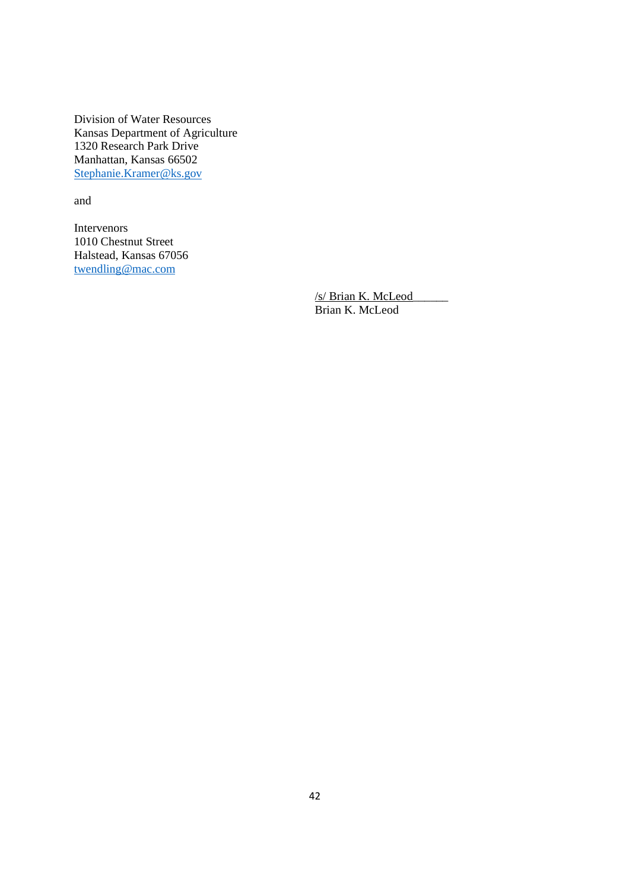Division of Water Resources
Kansas Department of Agriculture
1320 Research Park Drive
Manhattan, Kansas 66502
Stephanie.Kramer@ks.gov

and

Intervenors
1010 Chestnut Street
Halstead, Kansas 67056
twendling@mac.com

/s/ Brian K. McLeod______
Brian K. McLeod